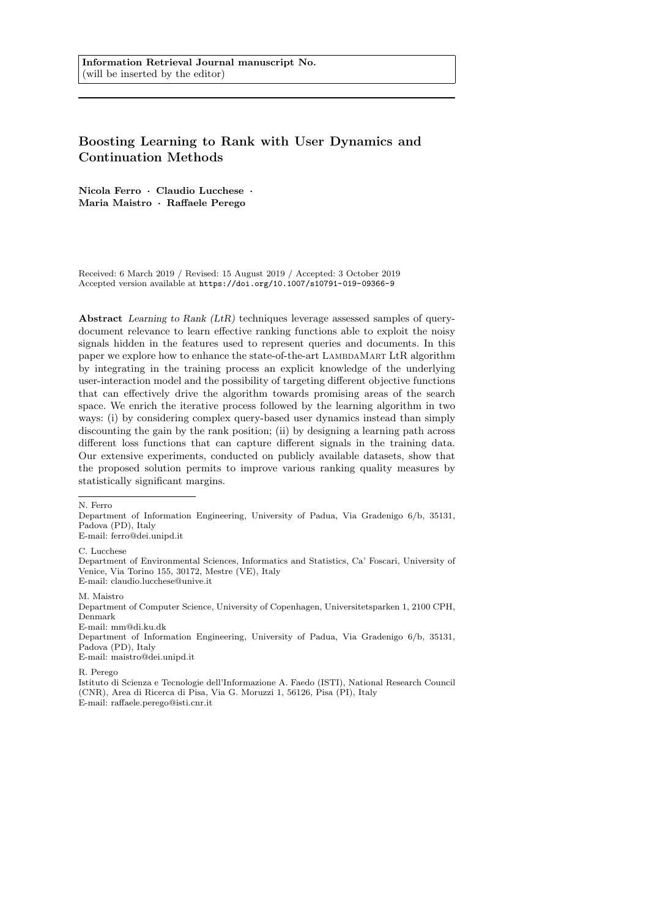Information Retrieval Journal manuscript No.
(will be inserted by the editor)

# Boosting Learning to Rank with User Dynamics and Continuation Methods

**Nicola Ferro · Claudio Lucchese · Maria Maistro · Raffaele Perego**

Received: 6 March 2019 / Revised: 15 August 2019 / Accepted: 3 October 2019
Accepted version available at https://doi.org/10.1007/s10791-019-09366-9

**Abstract** *Learning to Rank (LtR)* techniques leverage assessed samples of query-document relevance to learn effective ranking functions able to exploit the noisy signals hidden in the features used to represent queries and documents. In this paper we explore how to enhance the state-of-the-art LambdaMart LtR algorithm by integrating in the training process an explicit knowledge of the underlying user-interaction model and the possibility of targeting different objective functions that can effectively drive the algorithm towards promising areas of the search space. We enrich the iterative process followed by the learning algorithm in two ways: (i) by considering complex query-based user dynamics instead than simply discounting the gain by the rank position; (ii) by designing a learning path across different loss functions that can capture different signals in the training data. Our extensive experiments, conducted on publicly available datasets, show that the proposed solution permits to improve various ranking quality measures by statistically significant margins.

N. Ferro
Department of Information Engineering, University of Padua, Via Gradenigo 6/b, 35131, Padova (PD), Italy
E-mail: ferro@dei.unipd.it

C. Lucchese
Department of Environmental Sciences, Informatics and Statistics, Ca' Foscari, University of Venice, Via Torino 155, 30172, Mestre (VE), Italy
E-mail: claudio.lucchese@unive.it

M. Maistro
Department of Computer Science, University of Copenhagen, Universitetsparken 1, 2100 CPH, Denmark
E-mail: mm@di.ku.dk
Department of Information Engineering, University of Padua, Via Gradenigo 6/b, 35131, Padova (PD), Italy
E-mail: maistro@dei.unipd.it

R. Perego
Istituto di Scienza e Tecnologie dell'Informazione A. Faedo (ISTI), National Research Council (CNR), Area di Ricerca di Pisa, Via G. Moruzzi 1, 56126, Pisa (PI), Italy
E-mail: raffaele.perego@isti.cnr.it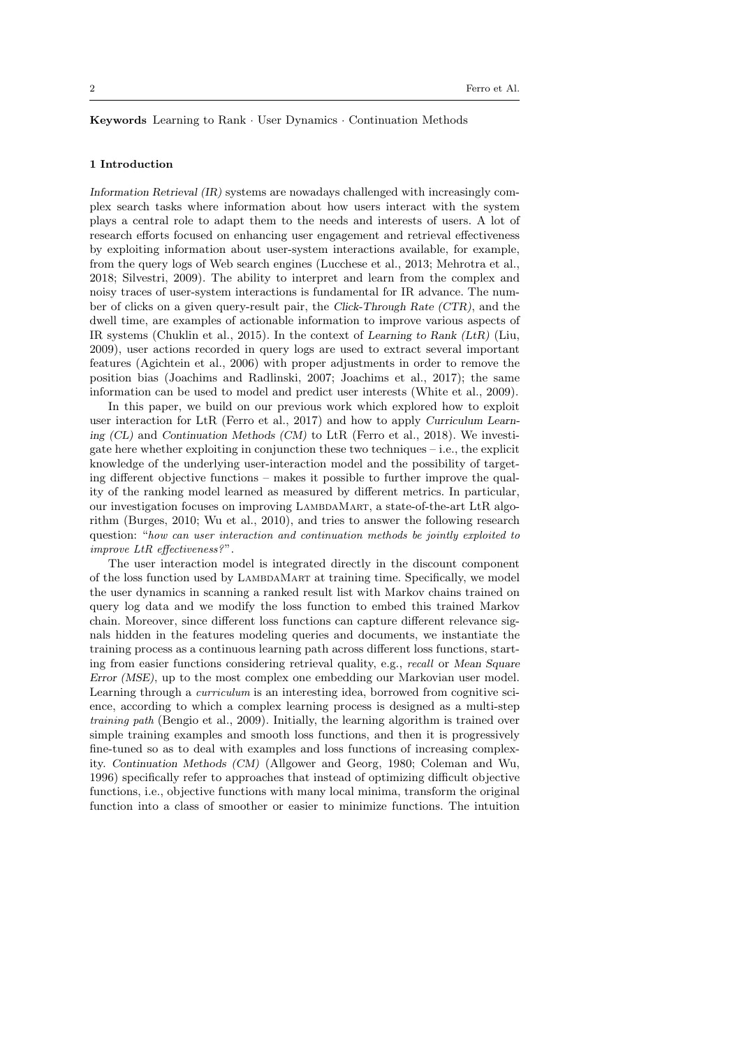**Keywords** Learning to Rank · User Dynamics · Continuation Methods

## 1 Introduction

*Information Retrieval (IR)* systems are nowadays challenged with increasingly complex search tasks where information about how users interact with the system plays a central role to adapt them to the needs and interests of users. A lot of research efforts focused on enhancing user engagement and retrieval effectiveness by exploiting information about user-system interactions available, for example, from the query logs of Web search engines (Lucchese et al., 2013; Mehrotra et al., 2018; Silvestri, 2009). The ability to interpret and learn from the complex and noisy traces of user-system interactions is fundamental for IR advance. The number of clicks on a given query-result pair, the *Click-Through Rate (CTR)*, and the dwell time, are examples of actionable information to improve various aspects of IR systems (Chuklin et al., 2015). In the context of *Learning to Rank (LtR)* (Liu, 2009), user actions recorded in query logs are used to extract several important features (Agichtein et al., 2006) with proper adjustments in order to remove the position bias (Joachims and Radlinski, 2007; Joachims et al., 2017); the same information can be used to model and predict user interests (White et al., 2009).

In this paper, we build on our previous work which explored how to exploit user interaction for LtR (Ferro et al., 2017) and how to apply *Curriculum Learning (CL)* and *Continuation Methods (CM)* to LtR (Ferro et al., 2018). We investigate here whether exploiting in conjunction these two techniques – i.e., the explicit knowledge of the underlying user-interaction model and the possibility of targeting different objective functions – makes it possible to further improve the quality of the ranking model learned as measured by different metrics. In particular, our investigation focuses on improving LambdaMart, a state-of-the-art LtR algorithm (Burges, 2010; Wu et al., 2010), and tries to answer the following research question: "*how can user interaction and continuation methods be jointly exploited to improve LtR effectiveness?*".

The user interaction model is integrated directly in the discount component of the loss function used by LambdaMart at training time. Specifically, we model the user dynamics in scanning a ranked result list with Markov chains trained on query log data and we modify the loss function to embed this trained Markov chain. Moreover, since different loss functions can capture different relevance signals hidden in the features modeling queries and documents, we instantiate the training process as a continuous learning path across different loss functions, starting from easier functions considering retrieval quality, e.g., *recall* or *Mean Square Error (MSE)*, up to the most complex one embedding our Markovian user model. Learning through a *curriculum* is an interesting idea, borrowed from cognitive science, according to which a complex learning process is designed as a multi-step *training path* (Bengio et al., 2009). Initially, the learning algorithm is trained over simple training examples and smooth loss functions, and then it is progressively fine-tuned so as to deal with examples and loss functions of increasing complexity. *Continuation Methods (CM)* (Allgower and Georg, 1980; Coleman and Wu, 1996) specifically refer to approaches that instead of optimizing difficult objective functions, i.e., objective functions with many local minima, transform the original function into a class of smoother or easier to minimize functions. The intuition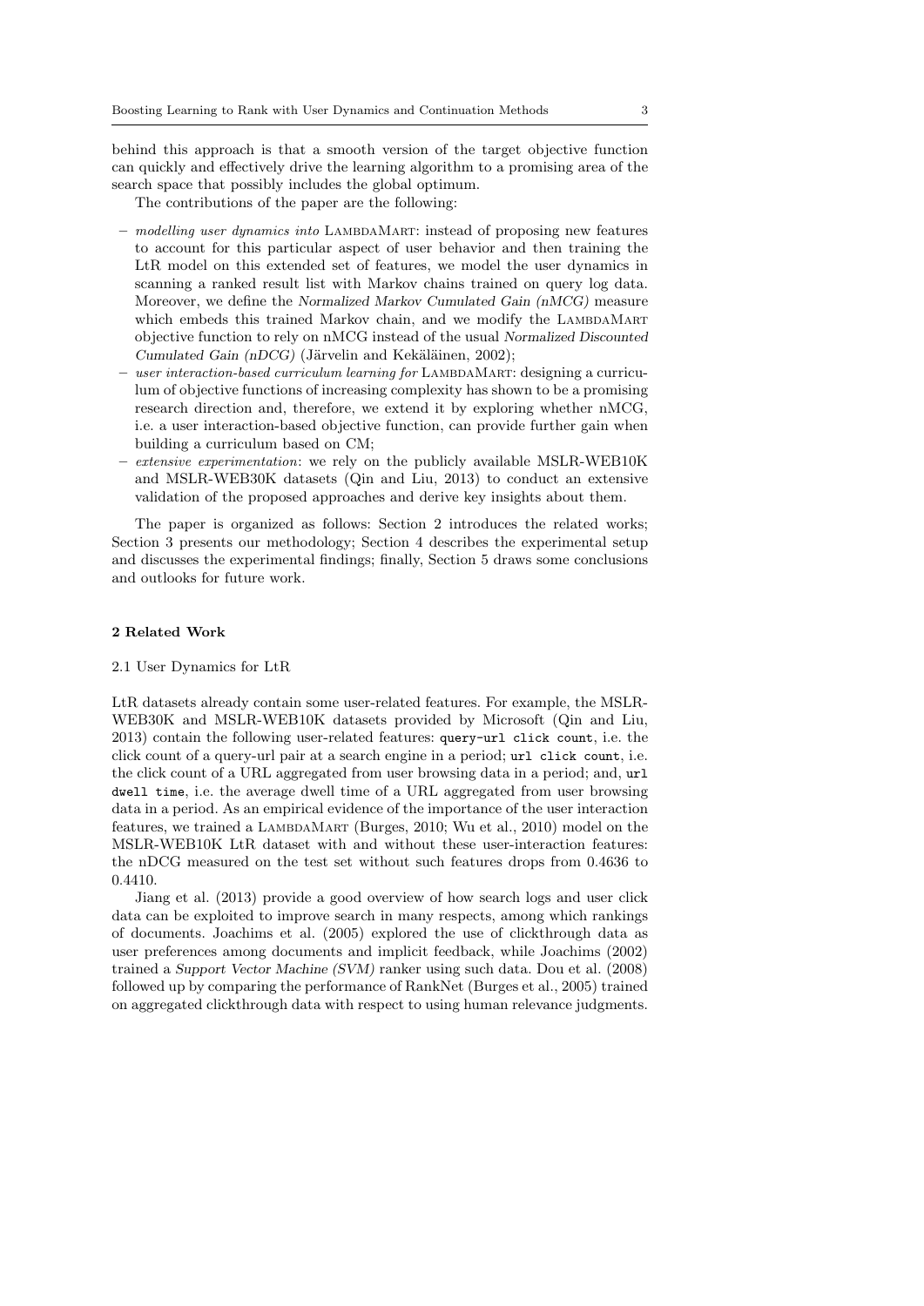behind this approach is that a smooth version of the target objective function can quickly and effectively drive the learning algorithm to a promising area of the search space that possibly includes the global optimum.

The contributions of the paper are the following:

- *modelling user dynamics into* LambdaMart: instead of proposing new features to account for this particular aspect of user behavior and then training the LtR model on this extended set of features, we model the user dynamics in scanning a ranked result list with Markov chains trained on query log data. Moreover, we define the *Normalized Markov Cumulated Gain (nMCG)* measure which embeds this trained Markov chain, and we modify the LambdaMart objective function to rely on nMCG instead of the usual *Normalized Discounted Cumulated Gain (nDCG)* (Järvelin and Kekäläinen, 2002);
- *user interaction-based curriculum learning for* LambdaMart: designing a curriculum of objective functions of increasing complexity has shown to be a promising research direction and, therefore, we extend it by exploring whether nMCG, i.e. a user interaction-based objective function, can provide further gain when building a curriculum based on CM;
- *extensive experimentation*: we rely on the publicly available MSLR-WEB10K and MSLR-WEB30K datasets (Qin and Liu, 2013) to conduct an extensive validation of the proposed approaches and derive key insights about them.

The paper is organized as follows: Section 2 introduces the related works; Section 3 presents our methodology; Section 4 describes the experimental setup and discusses the experimental findings; finally, Section 5 draws some conclusions and outlooks for future work.

## 2 Related Work

### 2.1 User Dynamics for LtR

LtR datasets already contain some user-related features. For example, the MSLR-WEB30K and MSLR-WEB10K datasets provided by Microsoft (Qin and Liu, 2013) contain the following user-related features: `query-url click count`, i.e. the click count of a query-url pair at a search engine in a period; `url click count`, i.e. the click count of a URL aggregated from user browsing data in a period; and, `url dwell time`, i.e. the average dwell time of a URL aggregated from user browsing data in a period. As an empirical evidence of the importance of the user interaction features, we trained a LambdaMart (Burges, 2010; Wu et al., 2010) model on the MSLR-WEB10K LtR dataset with and without these user-interaction features: the nDCG measured on the test set without such features drops from 0.4636 to 0.4410.

Jiang et al. (2013) provide a good overview of how search logs and user click data can be exploited to improve search in many respects, among which rankings of documents. Joachims et al. (2005) explored the use of clickthrough data as user preferences among documents and implicit feedback, while Joachims (2002) trained a *Support Vector Machine (SVM)* ranker using such data. Dou et al. (2008) followed up by comparing the performance of RankNet (Burges et al., 2005) trained on aggregated clickthrough data with respect to using human relevance judgments.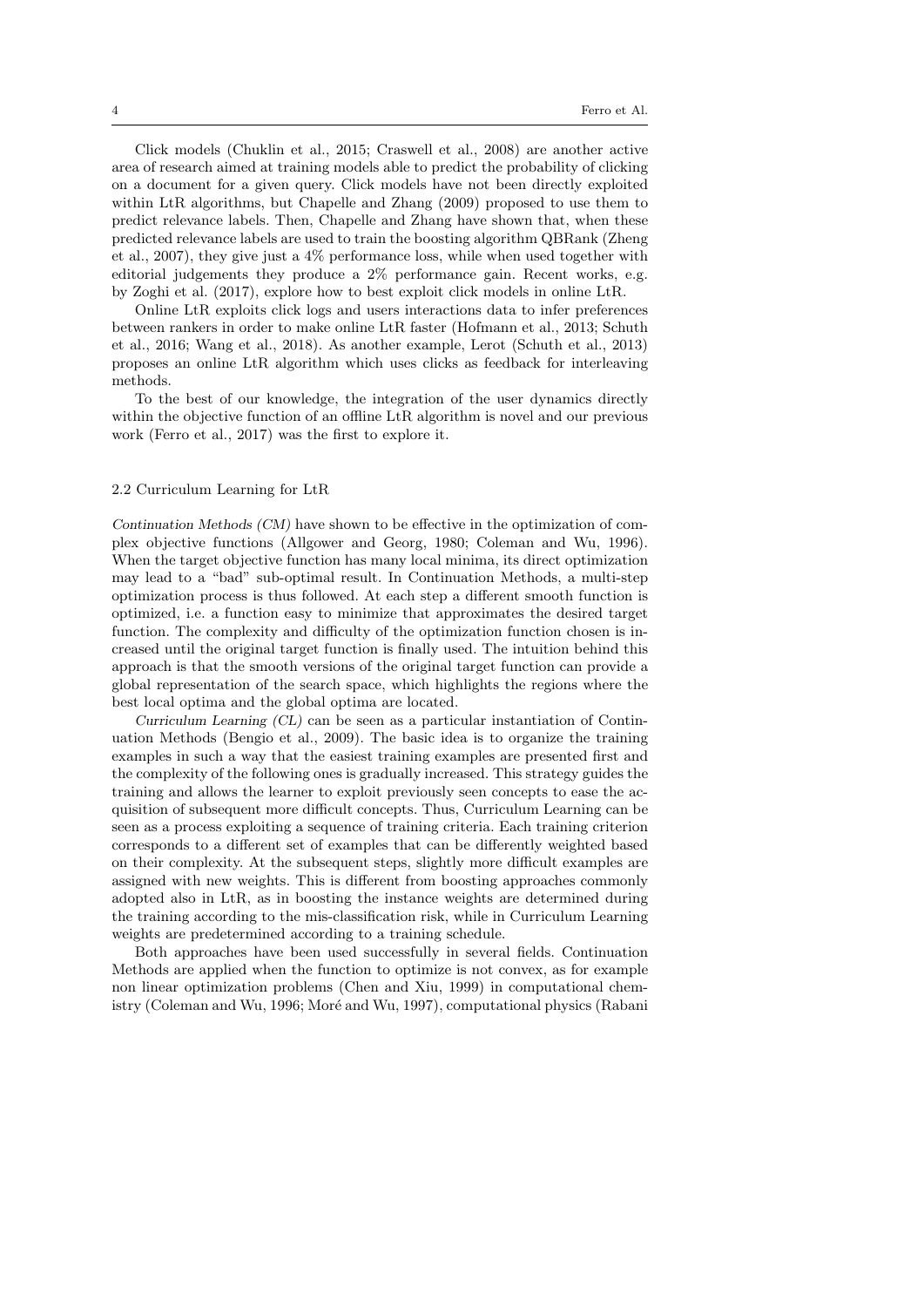Click models (Chuklin et al., 2015; Craswell et al., 2008) are another active area of research aimed at training models able to predict the probability of clicking on a document for a given query. Click models have not been directly exploited within LtR algorithms, but Chapelle and Zhang (2009) proposed to use them to predict relevance labels. Then, Chapelle and Zhang have shown that, when these predicted relevance labels are used to train the boosting algorithm QBRank (Zheng et al., 2007), they give just a 4% performance loss, while when used together with editorial judgements they produce a 2% performance gain. Recent works, e.g. by Zoghi et al. (2017), explore how to best exploit click models in online LtR.

Online LtR exploits click logs and users interactions data to infer preferences between rankers in order to make online LtR faster (Hofmann et al., 2013; Schuth et al., 2016; Wang et al., 2018). As another example, Lerot (Schuth et al., 2013) proposes an online LtR algorithm which uses clicks as feedback for interleaving methods.

To the best of our knowledge, the integration of the user dynamics directly within the objective function of an offline LtR algorithm is novel and our previous work (Ferro et al., 2017) was the first to explore it.

## 2.2 Curriculum Learning for LtR

*Continuation Methods (CM)* have shown to be effective in the optimization of complex objective functions (Allgower and Georg, 1980; Coleman and Wu, 1996). When the target objective function has many local minima, its direct optimization may lead to a "bad" sub-optimal result. In Continuation Methods, a multi-step optimization process is thus followed. At each step a different smooth function is optimized, i.e. a function easy to minimize that approximates the desired target function. The complexity and difficulty of the optimization function chosen is increased until the original target function is finally used. The intuition behind this approach is that the smooth versions of the original target function can provide a global representation of the search space, which highlights the regions where the best local optima and the global optima are located.

*Curriculum Learning (CL)* can be seen as a particular instantiation of Continuation Methods (Bengio et al., 2009). The basic idea is to organize the training examples in such a way that the easiest training examples are presented first and the complexity of the following ones is gradually increased. This strategy guides the training and allows the learner to exploit previously seen concepts to ease the acquisition of subsequent more difficult concepts. Thus, Curriculum Learning can be seen as a process exploiting a sequence of training criteria. Each training criterion corresponds to a different set of examples that can be differently weighted based on their complexity. At the subsequent steps, slightly more difficult examples are assigned with new weights. This is different from boosting approaches commonly adopted also in LtR, as in boosting the instance weights are determined during the training according to the mis-classification risk, while in Curriculum Learning weights are predetermined according to a training schedule.

Both approaches have been used successfully in several fields. Continuation Methods are applied when the function to optimize is not convex, as for example non linear optimization problems (Chen and Xiu, 1999) in computational chemistry (Coleman and Wu, 1996; Moré and Wu, 1997), computational physics (Rabani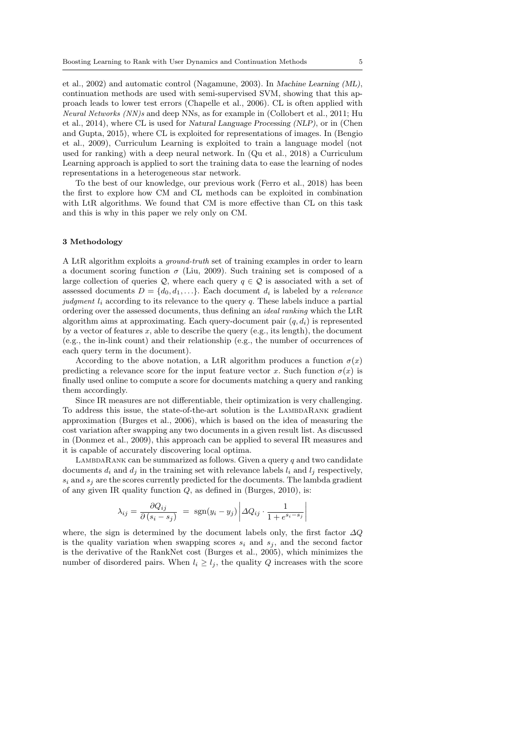et al., 2002) and automatic control (Nagamune, 2003). In *Machine Learning (ML)*, continuation methods are used with semi-supervised SVM, showing that this approach leads to lower test errors (Chapelle et al., 2006). CL is often applied with *Neural Networks (NN)s* and deep NNs, as for example in (Collobert et al., 2011; Hu et al., 2014), where CL is used for *Natural Language Processing (NLP)*, or in (Chen and Gupta, 2015), where CL is exploited for representations of images. In (Bengio et al., 2009), Curriculum Learning is exploited to train a language model (not used for ranking) with a deep neural network. In (Qu et al., 2018) a Curriculum Learning approach is applied to sort the training data to ease the learning of nodes representations in a heterogeneous star network.

To the best of our knowledge, our previous work (Ferro et al., 2018) has been the first to explore how CM and CL methods can be exploited in combination with LtR algorithms. We found that CM is more effective than CL on this task and this is why in this paper we rely only on CM.

## 3 Methodology

A LtR algorithm exploits a *ground-truth* set of training examples in order to learn a document scoring function $\sigma$ (Liu, 2009). Such training set is composed of a large collection of queries $\mathcal{Q}$, where each query $q \in \mathcal{Q}$ is associated with a set of assessed documents $D = \{d_0, d_1, \ldots\}$. Each document $d_i$ is labeled by a *relevance judgment* $l_i$ according to its relevance to the query $q$. These labels induce a partial ordering over the assessed documents, thus defining an *ideal ranking* which the LtR algorithm aims at approximating. Each query-document pair $(q, d_i)$ is represented by a vector of features $x$, able to describe the query (e.g., its length), the document (e.g., the in-link count) and their relationship (e.g., the number of occurrences of each query term in the document).

According to the above notation, a LtR algorithm produces a function $\sigma(x)$ predicting a relevance score for the input feature vector $x$. Such function $\sigma(x)$ is finally used online to compute a score for documents matching a query and ranking them accordingly.

Since IR measures are not differentiable, their optimization is very challenging. To address this issue, the state-of-the-art solution is the LambdaRank gradient approximation (Burges et al., 2006), which is based on the idea of measuring the cost variation after swapping any two documents in a given result list. As discussed in (Donmez et al., 2009), this approach can be applied to several IR measures and it is capable of accurately discovering local optima.

LambdaRank can be summarized as follows. Given a query $q$ and two candidate documents $d_i$ and $d_j$ in the training set with relevance labels $l_i$ and $l_j$ respectively, $s_i$ and $s_j$ are the scores currently predicted for the documents. The lambda gradient of any given IR quality function $Q$, as defined in (Burges, 2010), is:

$$\lambda_{ij} = \frac{\partial Q_{ij}}{\partial\,(s_i - s_j)} \;=\; \mathrm{sgn}(y_i - y_j) \left| \Delta Q_{ij} \cdot \frac{1}{1 + e^{s_i - s_j}} \right|$$

where, the sign is determined by the document labels only, the first factor $\Delta Q$ is the quality variation when swapping scores $s_i$ and $s_j$, and the second factor is the derivative of the RankNet cost (Burges et al., 2005), which minimizes the number of disordered pairs. When $l_i \geq l_j$, the quality $Q$ increases with the score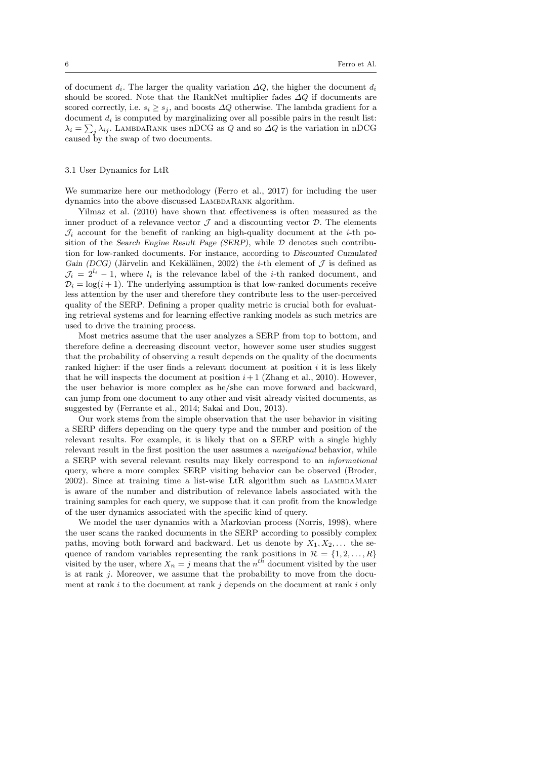of document $d_i$. The larger the quality variation $\Delta Q$, the higher the document $d_i$ should be scored. Note that the RankNet multiplier fades $\Delta Q$ if documents are scored correctly, i.e. $s_i \geq s_j$, and boosts $\Delta Q$ otherwise. The lambda gradient for a document $d_i$ is computed by marginalizing over all possible pairs in the result list: $\lambda_i = \sum_j \lambda_{ij}$. LambdaRank uses nDCG as $Q$ and so $\Delta Q$ is the variation in nDCG caused by the swap of two documents.

### 3.1 User Dynamics for LtR

We summarize here our methodology (Ferro et al., 2017) for including the user dynamics into the above discussed LambdaRank algorithm.

Yilmaz et al. (2010) have shown that effectiveness is often measured as the inner product of a relevance vector $\mathcal{J}$ and a discounting vector $\mathcal{D}$. The elements $\mathcal{J}_i$ account for the benefit of ranking an high-quality document at the $i$-th position of the *Search Engine Result Page (SERP)*, while $\mathcal{D}$ denotes such contribution for low-ranked documents. For instance, according to *Discounted Cumulated Gain (DCG)* (Järvelin and Kekäläinen, 2002) the $i$-th element of $\mathcal{J}$ is defined as $\mathcal{J}_i = 2^{l_i} - 1$, where $l_i$ is the relevance label of the $i$-th ranked document, and $\mathcal{D}_i = \log(i+1)$. The underlying assumption is that low-ranked documents receive less attention by the user and therefore they contribute less to the user-perceived quality of the SERP. Defining a proper quality metric is crucial both for evaluating retrieval systems and for learning effective ranking models as such metrics are used to drive the training process.

Most metrics assume that the user analyzes a SERP from top to bottom, and therefore define a decreasing discount vector, however some user studies suggest that the probability of observing a result depends on the quality of the documents ranked higher: if the user finds a relevant document at position $i$ it is less likely that he will inspects the document at position $i+1$ (Zhang et al., 2010). However, the user behavior is more complex as he/she can move forward and backward, can jump from one document to any other and visit already visited documents, as suggested by (Ferrante et al., 2014; Sakai and Dou, 2013).

Our work stems from the simple observation that the user behavior in visiting a SERP differs depending on the query type and the number and position of the relevant results. For example, it is likely that on a SERP with a single highly relevant result in the first position the user assumes a *navigational* behavior, while a SERP with several relevant results may likely correspond to an *informational* query, where a more complex SERP visiting behavior can be observed (Broder, 2002). Since at training time a list-wise LtR algorithm such as LambdaMart is aware of the number and distribution of relevance labels associated with the training samples for each query, we suppose that it can profit from the knowledge of the user dynamics associated with the specific kind of query.

We model the user dynamics with a Markovian process (Norris, 1998), where the user scans the ranked documents in the SERP according to possibly complex paths, moving both forward and backward. Let us denote by $X_1, X_2, \dots$ the sequence of random variables representing the rank positions in $\mathcal{R} = \{1, 2, \dots, R\}$ visited by the user, where $X_n = j$ means that the $n^{th}$ document visited by the user is at rank $j$. Moreover, we assume that the probability to move from the document at rank $i$ to the document at rank $j$ depends on the document at rank $i$ only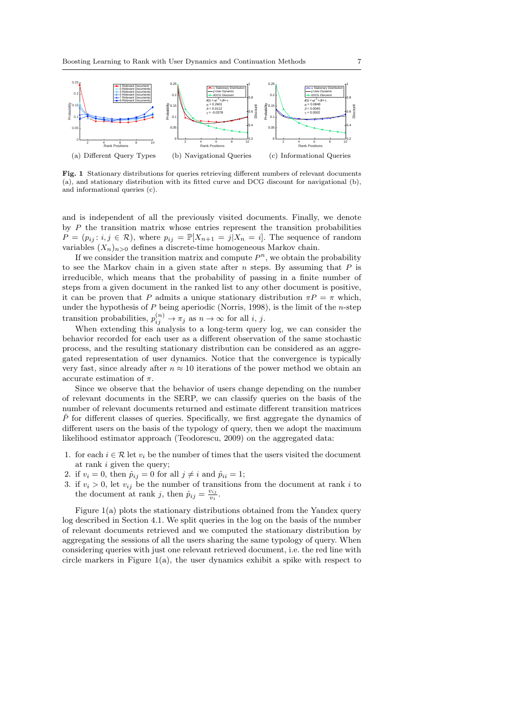(a) Different Query Types (b) Navigational Queries (c) Informational Queries

**Fig. 1** Stationary distributions for queries retrieving different numbers of relevant documents (a), and stationary distribution with its fitted curve and DCG discount for navigational (b), and informational queries (c).

and is independent of all the previously visited documents. Finally, we denote by $P$ the transition matrix whose entries represent the transition probabilities $P = (p_{ij} : i, j \in \mathcal{R})$, where $p_{ij} = \mathbb{P}[X_{n+1} = j | X_n = i]$. The sequence of random variables $(X_n)_{n>0}$ defines a discrete-time homogeneous Markov chain.

If we consider the transition matrix and compute $P^n$, we obtain the probability to see the Markov chain in a given state after $n$ steps. By assuming that $P$ is irreducible, which means that the probability of passing in a finite number of steps from a given document in the ranked list to any other document is positive, it can be proven that $P$ admits a unique stationary distribution $\pi P = \pi$ which, under the hypothesis of $P$ being aperiodic (Norris, 1998), is the limit of the $n$-step transition probabilities, $p_{ij}^{(n)} \to \pi_j$ as $n \to \infty$ for all $i$, $j$.

When extending this analysis to a long-term query log, we can consider the behavior recorded for each user as a different observation of the same stochastic process, and the resulting stationary distribution can be considered as an aggregated representation of user dynamics. Notice that the convergence is typically very fast, since already after $n \approx 10$ iterations of the power method we obtain an accurate estimation of $\pi$.

Since we observe that the behavior of users change depending on the number of relevant documents in the SERP, we can classify queries on the basis of the number of relevant documents returned and estimate different transition matrices $\hat{P}$ for different classes of queries. Specifically, we first aggregate the dynamics of different users on the basis of the typology of query, then we adopt the maximum likelihood estimator approach (Teodorescu, 2009) on the aggregated data:

1. for each $i \in \mathcal{R}$ let $v_i$ be the number of times that the users visited the document at rank $i$ given the query;
2. if $v_i = 0$, then $\hat{p}_{ij} = 0$ for all $j \neq i$ and $\hat{p}_{ii} = 1$;
3. if $v_i > 0$, let $v_{ij}$ be the number of transitions from the document at rank $i$ to the document at rank $j$, then $\hat{p}_{ij} = \frac{v_{ij}}{v_i}$.

Figure 1(a) plots the stationary distributions obtained from the Yandex query log described in Section 4.1. We split queries in the log on the basis of the number of relevant documents retrieved and we computed the stationary distribution by aggregating the sessions of all the users sharing the same typology of query. When considering queries with just one relevant retrieved document, i.e. the red line with circle markers in Figure 1(a), the user dynamics exhibit a spike with respect to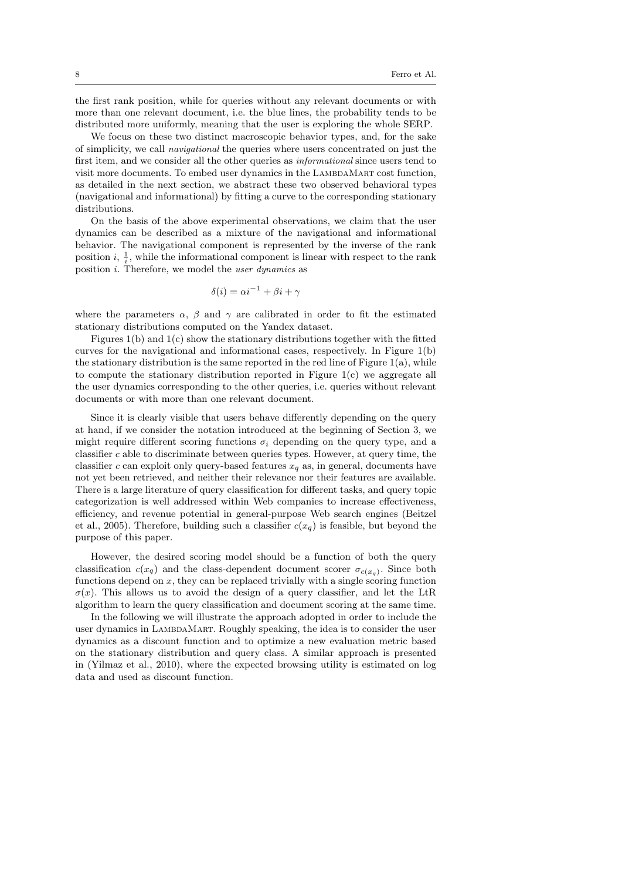the first rank position, while for queries without any relevant documents or with more than one relevant document, i.e. the blue lines, the probability tends to be distributed more uniformly, meaning that the user is exploring the whole SERP.

We focus on these two distinct macroscopic behavior types, and, for the sake of simplicity, we call *navigational* the queries where users concentrated on just the first item, and we consider all the other queries as *informational* since users tend to visit more documents. To embed user dynamics in the LambdaMart cost function, as detailed in the next section, we abstract these two observed behavioral types (navigational and informational) by fitting a curve to the corresponding stationary distributions.

On the basis of the above experimental observations, we claim that the user dynamics can be described as a mixture of the navigational and informational behavior. The navigational component is represented by the inverse of the rank position $i$, $\frac{1}{i}$, while the informational component is linear with respect to the rank position $i$. Therefore, we model the *user dynamics* as

$$\delta(i) = \alpha i^{-1} + \beta i + \gamma$$

where the parameters $\alpha$, $\beta$ and $\gamma$ are calibrated in order to fit the estimated stationary distributions computed on the Yandex dataset.

Figures 1(b) and 1(c) show the stationary distributions together with the fitted curves for the navigational and informational cases, respectively. In Figure 1(b) the stationary distribution is the same reported in the red line of Figure 1(a), while to compute the stationary distribution reported in Figure 1(c) we aggregate all the user dynamics corresponding to the other queries, i.e. queries without relevant documents or with more than one relevant document.

Since it is clearly visible that users behave differently depending on the query at hand, if we consider the notation introduced at the beginning of Section 3, we might require different scoring functions $\sigma_i$ depending on the query type, and a classifier $c$ able to discriminate between queries types. However, at query time, the classifier $c$ can exploit only query-based features $x_q$ as, in general, documents have not yet been retrieved, and neither their relevance nor their features are available. There is a large literature of query classification for different tasks, and query topic categorization is well addressed within Web companies to increase effectiveness, efficiency, and revenue potential in general-purpose Web search engines (Beitzel et al., 2005). Therefore, building such a classifier $c(x_q)$ is feasible, but beyond the purpose of this paper.

However, the desired scoring model should be a function of both the query classification $c(x_q)$ and the class-dependent document scorer $\sigma_{c(x_q)}$. Since both functions depend on $x$, they can be replaced trivially with a single scoring function $\sigma(x)$. This allows us to avoid the design of a query classifier, and let the LtR algorithm to learn the query classification and document scoring at the same time.

In the following we will illustrate the approach adopted in order to include the user dynamics in LambdaMart. Roughly speaking, the idea is to consider the user dynamics as a discount function and to optimize a new evaluation metric based on the stationary distribution and query class. A similar approach is presented in (Yilmaz et al., 2010), where the expected browsing utility is estimated on log data and used as discount function.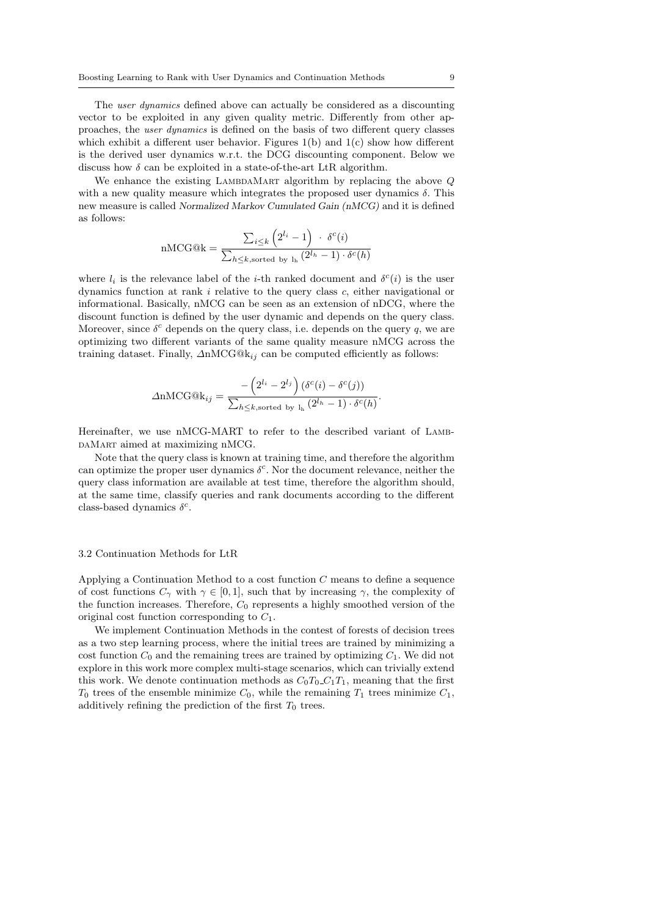The *user dynamics* defined above can actually be considered as a discounting vector to be exploited in any given quality metric. Differently from other approaches, the *user dynamics* is defined on the basis of two different query classes which exhibit a different user behavior. Figures 1(b) and 1(c) show how different is the derived user dynamics w.r.t. the DCG discounting component. Below we discuss how $\delta$ can be exploited in a state-of-the-art LtR algorithm.

We enhance the existing LambdaMart algorithm by replacing the above $Q$ with a new quality measure which integrates the proposed user dynamics $\delta$. This new measure is called *Normalized Markov Cumulated Gain (nMCG)* and it is defined as follows:

$$\text{nMCG@k} = \frac{\sum_{i \leq k} \left(2^{l_i} - 1\right) \cdot \delta^c(i)}{\sum_{h \leq k, \text{sorted by } l_h} (2^{l_h} - 1) \cdot \delta^c(h)}$$

where $l_i$ is the relevance label of the $i$-th ranked document and $\delta^c(i)$ is the user dynamics function at rank $i$ relative to the query class $c$, either navigational or informational. Basically, nMCG can be seen as an extension of nDCG, where the discount function is defined by the user dynamic and depends on the query class. Moreover, since $\delta^c$ depends on the query class, i.e. depends on the query $q$, we are optimizing two different variants of the same quality measure nMCG across the training dataset. Finally, $\Delta\text{nMCG@k}_{ij}$ can be computed efficiently as follows:

$$\Delta\text{nMCG@k}_{ij} = \frac{-\left(2^{l_i} - 2^{l_j}\right)\left(\delta^c(i) - \delta^c(j)\right)}{\sum_{h \leq k, \text{sorted by } l_h} (2^{l_h} - 1) \cdot \delta^c(h)}.$$

Hereinafter, we use nMCG-MART to refer to the described variant of LambdaMart aimed at maximizing nMCG.

Note that the query class is known at training time, and therefore the algorithm can optimize the proper user dynamics $\delta^c$. Nor the document relevance, neither the query class information are available at test time, therefore the algorithm should, at the same time, classify queries and rank documents according to the different class-based dynamics $\delta^c$.

### 3.2 Continuation Methods for LtR

Applying a Continuation Method to a cost function $C$ means to define a sequence of cost functions $C_\gamma$ with $\gamma \in [0, 1]$, such that by increasing $\gamma$, the complexity of the function increases. Therefore, $C_0$ represents a highly smoothed version of the original cost function corresponding to $C_1$.

We implement Continuation Methods in the contest of forests of decision trees as a two step learning process, where the initial trees are trained by minimizing a cost function $C_0$ and the remaining trees are trained by optimizing $C_1$. We did not explore in this work more complex multi-stage scenarios, which can trivially extend this work. We denote continuation methods as $C_0T_0\_C_1T_1$, meaning that the first $T_0$ trees of the ensemble minimize $C_0$, while the remaining $T_1$ trees minimize $C_1$, additively refining the prediction of the first $T_0$ trees.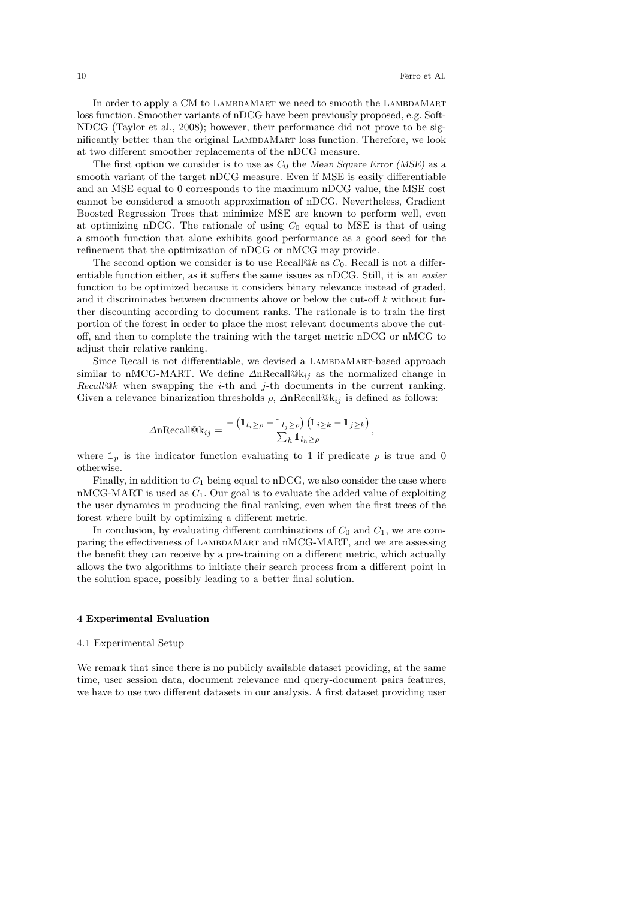In order to apply a CM to LambdaMart we need to smooth the LambdaMart loss function. Smoother variants of nDCG have been previously proposed, e.g. SoftNDCG (Taylor et al., 2008); however, their performance did not prove to be significantly better than the original LambdaMart loss function. Therefore, we look at two different smoother replacements of the nDCG measure.

The first option we consider is to use as $C_0$ the *Mean Square Error (MSE)* as a smooth variant of the target nDCG measure. Even if MSE is easily differentiable and an MSE equal to 0 corresponds to the maximum nDCG value, the MSE cost cannot be considered a smooth approximation of nDCG. Nevertheless, Gradient Boosted Regression Trees that minimize MSE are known to perform well, even at optimizing nDCG. The rationale of using $C_0$ equal to MSE is that of using a smooth function that alone exhibits good performance as a good seed for the refinement that the optimization of nDCG or nMCG may provide.

The second option we consider is to use Recall@$k$ as $C_0$. Recall is not a differentiable function either, as it suffers the same issues as nDCG. Still, it is an *easier* function to be optimized because it considers binary relevance instead of graded, and it discriminates between documents above or below the cut-off $k$ without further discounting according to document ranks. The rationale is to train the first portion of the forest in order to place the most relevant documents above the cut-off, and then to complete the training with the target metric nDCG or nMCG to adjust their relative ranking.

Since Recall is not differentiable, we devised a LambdaMart-based approach similar to nMCG-MART. We define $\Delta\text{nRecall@k}_{ij}$ as the normalized change in *Recall@k* when swapping the $i$-th and $j$-th documents in the current ranking. Given a relevance binarization thresholds $\rho$, $\Delta\text{nRecall@k}_{ij}$ is defined as follows:

$$\Delta\text{nRecall@k}_{ij} = \frac{-\left(\mathbb{1}_{l_i \geq \rho} - \mathbb{1}_{l_j \geq \rho}\right)\left(\mathbb{1}_{i \geq k} - \mathbb{1}_{j \geq k}\right)}{\sum_h \mathbb{1}_{l_h \geq \rho}},$$

where $\mathbb{1}_p$ is the indicator function evaluating to 1 if predicate $p$ is true and 0 otherwise.

Finally, in addition to $C_1$ being equal to nDCG, we also consider the case where nMCG-MART is used as $C_1$. Our goal is to evaluate the added value of exploiting the user dynamics in producing the final ranking, even when the first trees of the forest where built by optimizing a different metric.

In conclusion, by evaluating different combinations of $C_0$ and $C_1$, we are comparing the effectiveness of LambdaMart and nMCG-MART, and we are assessing the benefit they can receive by a pre-training on a different metric, which actually allows the two algorithms to initiate their search process from a different point in the solution space, possibly leading to a better final solution.

## 4 Experimental Evaluation

### 4.1 Experimental Setup

We remark that since there is no publicly available dataset providing, at the same time, user session data, document relevance and query-document pairs features, we have to use two different datasets in our analysis. A first dataset providing user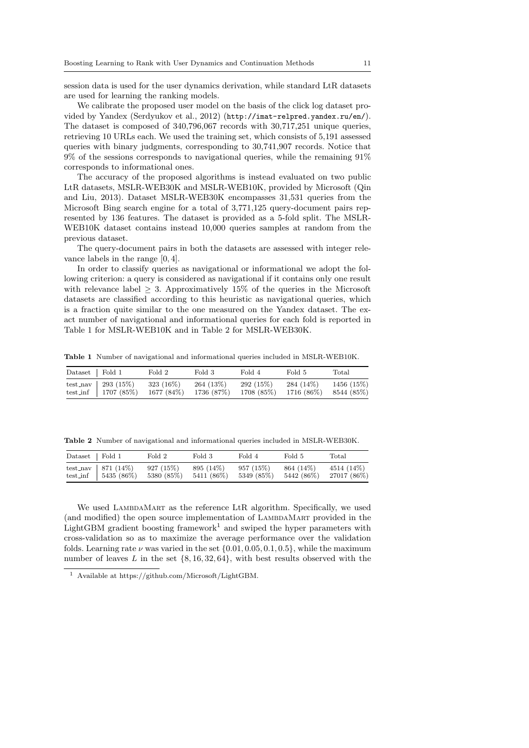session data is used for the user dynamics derivation, while standard LtR datasets are used for learning the ranking models.

We calibrate the proposed user model on the basis of the click log dataset provided by Yandex (Serdyukov et al., 2012) (`http://imat-relpred.yandex.ru/en/`). The dataset is composed of 340,796,067 records with 30,717,251 unique queries, retrieving 10 URLs each. We used the training set, which consists of 5,191 assessed queries with binary judgments, corresponding to 30,741,907 records. Notice that 9% of the sessions corresponds to navigational queries, while the remaining 91% corresponds to informational ones.

The accuracy of the proposed algorithms is instead evaluated on two public LtR datasets, MSLR-WEB30K and MSLR-WEB10K, provided by Microsoft (Qin and Liu, 2013). Dataset MSLR-WEB30K encompasses 31,531 queries from the Microsoft Bing search engine for a total of 3,771,125 query-document pairs represented by 136 features. The dataset is provided as a 5-fold split. The MSLR-WEB10K dataset contains instead 10,000 queries samples at random from the previous dataset.

The query-document pairs in both the datasets are assessed with integer relevance labels in the range $[0, 4]$.

In order to classify queries as navigational or informational we adopt the following criterion: a query is considered as navigational if it contains only one result with relevance label $\geq 3$. Approximatively 15% of the queries in the Microsoft datasets are classified according to this heuristic as navigational queries, which is a fraction quite similar to the one measured on the Yandex dataset. The exact number of navigational and informational queries for each fold is reported in Table 1 for MSLR-WEB10K and in Table 2 for MSLR-WEB30K.

**Table 1** Number of navigational and informational queries included in MSLR-WEB10K.

| Dataset | Fold 1 | Fold 2 | Fold 3 | Fold 4 | Fold 5 | Total |
|---|---|---|---|---|---|---|
| test_nav | 293 (15%) | 323 (16%) | 264 (13%) | 292 (15%) | 284 (14%) | 1456 (15%) |
| test_inf | 1707 (85%) | 1677 (84%) | 1736 (87%) | 1708 (85%) | 1716 (86%) | 8544 (85%) |

**Table 2** Number of navigational and informational queries included in MSLR-WEB30K.

| Dataset | Fold 1 | Fold 2 | Fold 3 | Fold 4 | Fold 5 | Total |
|---|---|---|---|---|---|---|
| test_nav | 871 (14%) | 927 (15%) | 895 (14%) | 957 (15%) | 864 (14%) | 4514 (14%) |
| test_inf | 5435 (86%) | 5380 (85%) | 5411 (86%) | 5349 (85%) | 5442 (86%) | 27017 (86%) |

We used LambdaMart as the reference LtR algorithm. Specifically, we used (and modified) the open source implementation of LambdaMart provided in the LightGBM gradient boosting framework[1] and swiped the hyper parameters with cross-validation so as to maximize the average performance over the validation folds. Learning rate $\nu$ was varied in the set $\{0.01, 0.05, 0.1, 0.5\}$, while the maximum number of leaves $L$ in the set $\{8, 16, 32, 64\}$, with best results observed with the

[1] Available at https://github.com/Microsoft/LightGBM.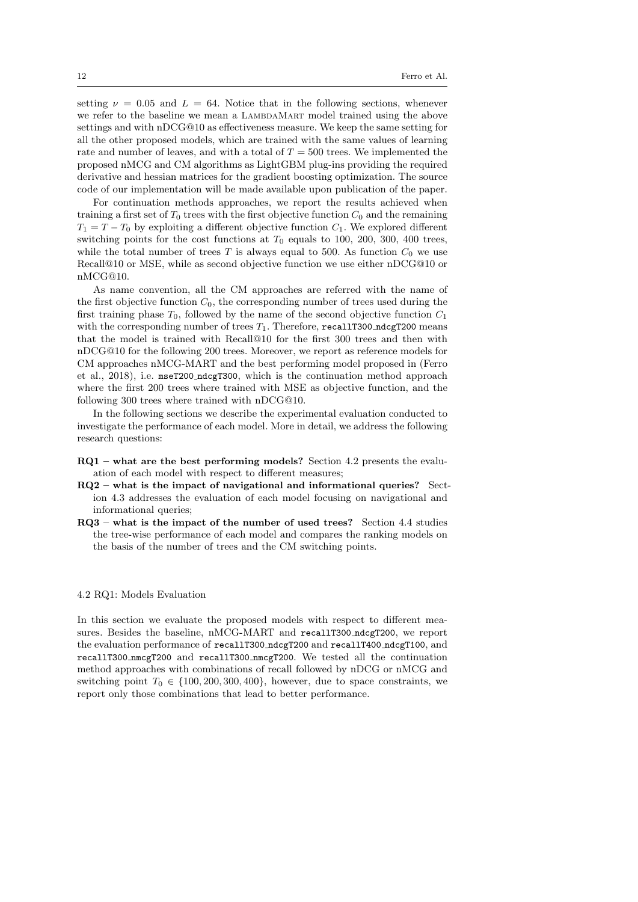setting $\nu = 0.05$ and $L = 64$. Notice that in the following sections, whenever we refer to the baseline we mean a LambdaMart model trained using the above settings and with nDCG@10 as effectiveness measure. We keep the same setting for all the other proposed models, which are trained with the same values of learning rate and number of leaves, and with a total of $T = 500$ trees. We implemented the proposed nMCG and CM algorithms as LightGBM plug-ins providing the required derivative and hessian matrices for the gradient boosting optimization. The source code of our implementation will be made available upon publication of the paper.

For continuation methods approaches, we report the results achieved when training a first set of $T_0$ trees with the first objective function $C_0$ and the remaining $T_1 = T - T_0$ by exploiting a different objective function $C_1$. We explored different switching points for the cost functions at $T_0$ equals to 100, 200, 300, 400 trees, while the total number of trees $T$ is always equal to 500. As function $C_0$ we use Recall@10 or MSE, while as second objective function we use either nDCG@10 or nMCG@10.

As name convention, all the CM approaches are referred with the name of the first objective function $C_0$, the corresponding number of trees used during the first training phase $T_0$, followed by the name of the second objective function $C_1$ with the corresponding number of trees $T_1$. Therefore, `recallT300_ndcgT200` means that the model is trained with Recall@10 for the first 300 trees and then with nDCG@10 for the following 200 trees. Moreover, we report as reference models for CM approaches nMCG-MART and the best performing model proposed in (Ferro et al., 2018), i.e. `mseT200_ndcgT300`, which is the continuation method approach where the first 200 trees where trained with MSE as objective function, and the following 300 trees where trained with nDCG@10.

In the following sections we describe the experimental evaluation conducted to investigate the performance of each model. More in detail, we address the following research questions:

- **RQ1 – what are the best performing models?** Section 4.2 presents the evaluation of each model with respect to different measures;
- **RQ2 – what is the impact of navigational and informational queries?** Section 4.3 addresses the evaluation of each model focusing on navigational and informational queries;
- **RQ3 – what is the impact of the number of used trees?** Section 4.4 studies the tree-wise performance of each model and compares the ranking models on the basis of the number of trees and the CM switching points.

### 4.2 RQ1: Models Evaluation

In this section we evaluate the proposed models with respect to different measures. Besides the baseline, nMCG-MART and `recallT300_ndcgT200`, we report the evaluation performance of `recallT300_ndcgT200` and `recallT400_ndcgT100`, and `recallT300_nmcgT200` and `recallT300_nmcgT200`. We tested all the continuation method approaches with combinations of recall followed by nDCG or nMCG and switching point $T_0 \in \{100, 200, 300, 400\}$, however, due to space constraints, we report only those combinations that lead to better performance.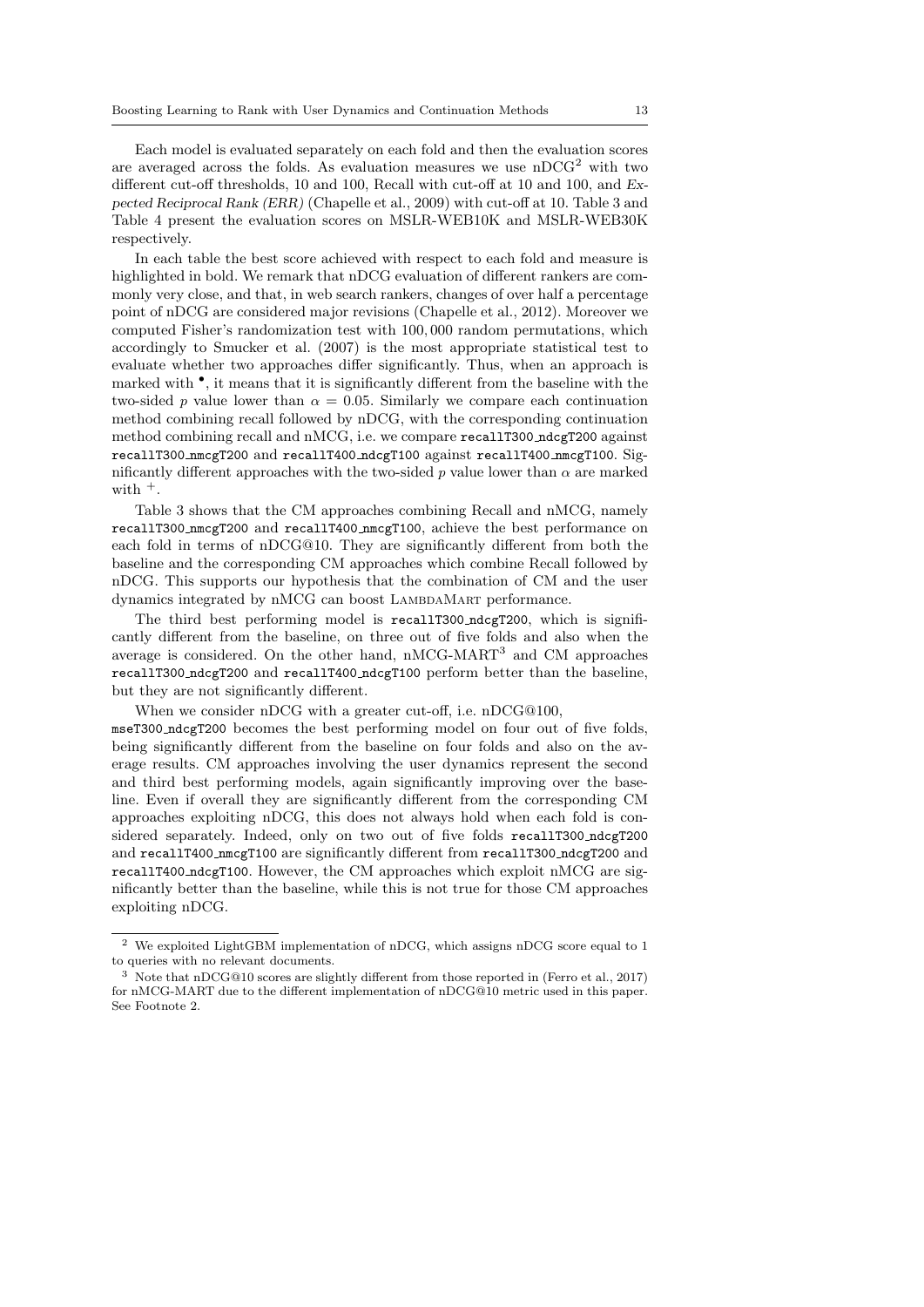Each model is evaluated separately on each fold and then the evaluation scores are averaged across the folds. As evaluation measures we use nDCG[2] with two different cut-off thresholds, 10 and 100, Recall with cut-off at 10 and 100, and *Expected Reciprocal Rank (ERR)* (Chapelle et al., 2009) with cut-off at 10. Table 3 and Table 4 present the evaluation scores on MSLR-WEB10K and MSLR-WEB30K respectively.

In each table the best score achieved with respect to each fold and measure is highlighted in bold. We remark that nDCG evaluation of different rankers are commonly very close, and that, in web search rankers, changes of over half a percentage point of nDCG are considered major revisions (Chapelle et al., 2012). Moreover we computed Fisher's randomization test with 100,000 random permutations, which accordingly to Smucker et al. (2007) is the most appropriate statistical test to evaluate whether two approaches differ significantly. Thus, when an approach is marked with $^{\bullet}$, it means that it is significantly different from the baseline with the two-sided $p$ value lower than $\alpha = 0.05$. Similarly we compare each continuation method combining recall followed by nDCG, with the corresponding continuation method combining recall and nMCG, i.e. we compare `recallT300_ndcgT200` against `recallT300_nmcgT200` and `recallT400_ndcgT100` against `recallT400_nmcgT100`. Significantly different approaches with the two-sided $p$ value lower than $\alpha$ are marked with $^{+}$.

Table 3 shows that the CM approaches combining Recall and nMCG, namely `recallT300_nmcgT200` and `recallT400_nmcgT100`, achieve the best performance on each fold in terms of nDCG@10. They are significantly different from both the baseline and the corresponding CM approaches which combine Recall followed by nDCG. This supports our hypothesis that the combination of CM and the user dynamics integrated by nMCG can boost LambdaMART performance.

The third best performing model is `recallT300_ndcgT200`, which is significantly different from the baseline, on three out of five folds and also when the average is considered. On the other hand, nMCG-MART[3] and CM approaches `recallT300_ndcgT200` and `recallT400_ndcgT100` perform better than the baseline, but they are not significantly different.

When we consider nDCG with a greater cut-off, i.e. nDCG@100, `mseT300_ndcgT200` becomes the best performing model on four out of five folds, being significantly different from the baseline on four folds and also on the average results. CM approaches involving the user dynamics represent the second and third best performing models, again significantly improving over the baseline. Even if overall they are significantly different from the corresponding CM approaches exploiting nDCG, this does not always hold when each fold is considered separately. Indeed, only on two out of five folds `recallT300_ndcgT200` and `recallT400_nmcgT100` are significantly different from `recallT300_ndcgT200` and `recallT400_ndcgT100`. However, the CM approaches which exploit nMCG are significantly better than the baseline, while this is not true for those CM approaches exploiting nDCG.

---

[2] We exploited LightGBM implementation of nDCG, which assigns nDCG score equal to 1 to queries with no relevant documents.

[3] Note that nDCG@10 scores are slightly different from those reported in (Ferro et al., 2017) for nMCG-MART due to the different implementation of nDCG@10 metric used in this paper. See Footnote 2.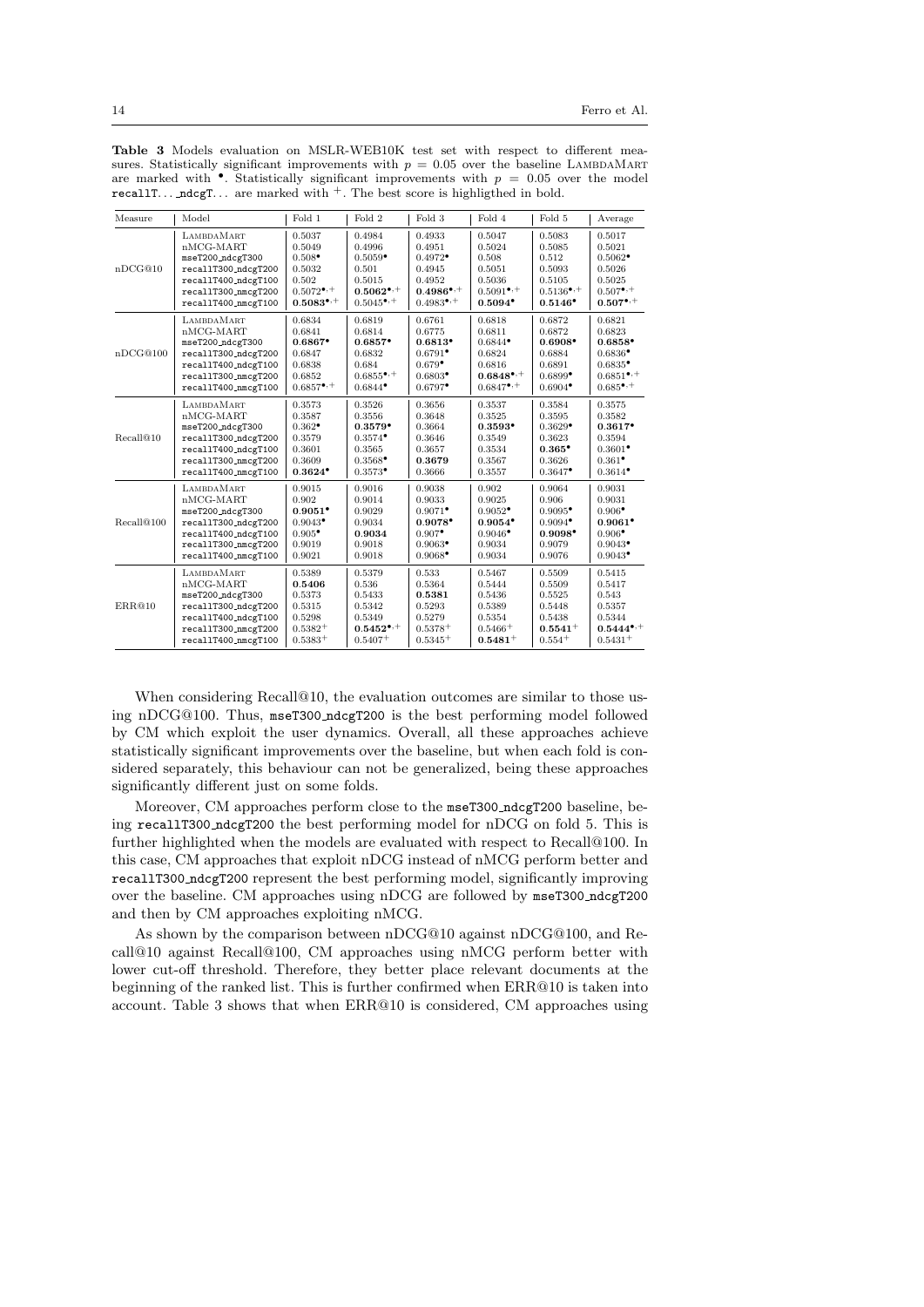**Table 3** Models evaluation on MSLR-WEB10K test set with respect to different measures. Statistically significant improvements with $p = 0.05$ over the baseline LambdaMART are marked with $^{\bullet}$. Statistically significant improvements with $p = 0.05$ over the model `recallT...ndcgT...` are marked with $^{+}$. The best score is highligthed in bold.

| Measure | Model | Fold 1 | Fold 2 | Fold 3 | Fold 4 | Fold 5 | Average |
|---|---|---|---|---|---|---|---|
| nDCG@10 | LambdaMART | 0.5037 | 0.4984 | 0.4933 | 0.5047 | 0.5083 | 0.5017 |
| | nMCG-MART | 0.5049 | 0.4996 | 0.4951 | 0.5024 | 0.5085 | 0.5021 |
| | mseT200_ndcgT300 | $0.508^{\bullet}$ | $0.5059^{\bullet}$ | $0.4972^{\bullet}$ | 0.508 | 0.512 | $0.5062^{\bullet}$ |
| | recallT300_ndcgT200 | 0.5032 | 0.501 | 0.4945 | 0.5051 | 0.5093 | 0.5026 |
| | recallT400_ndcgT100 | 0.502 | 0.5015 | 0.4952 | 0.5036 | 0.5105 | 0.5025 |
| | recallT300_nmcgT200 | $0.5072^{\bullet,+}$ | $\mathbf{0.5062}^{\bullet,+}$ | $\mathbf{0.4986}^{\bullet,+}$ | $0.5091^{\bullet,+}$ | $0.5136^{\bullet,+}$ | $0.507^{\bullet,+}$ |
| | recallT400_nmcgT100 | $\mathbf{0.5083}^{\bullet,+}$ | $0.5045^{\bullet,+}$ | $0.4983^{\bullet,+}$ | $\mathbf{0.5094}^{\bullet}$ | $\mathbf{0.5146}^{\bullet}$ | $\mathbf{0.507}^{\bullet,+}$ |
| nDCG@100 | LambdaMART | 0.6834 | 0.6819 | 0.6761 | 0.6818 | 0.6872 | 0.6821 |
| | nMCG-MART | 0.6841 | 0.6814 | 0.6775 | 0.6811 | 0.6872 | 0.6823 |
| | mseT200_ndcgT300 | $\mathbf{0.6867}^{\bullet}$ | $\mathbf{0.6857}^{\bullet}$ | $\mathbf{0.6813}^{\bullet}$ | $0.6844^{\bullet}$ | $\mathbf{0.6908}^{\bullet}$ | $\mathbf{0.6858}^{\bullet}$ |
| | recallT300_ndcgT200 | 0.6847 | 0.6832 | $0.6791^{\bullet}$ | 0.6824 | 0.6884 | $0.6836^{\bullet}$ |
| | recallT400_ndcgT100 | 0.6838 | 0.684 | $0.679^{\bullet}$ | 0.6816 | 0.6891 | $0.6835^{\bullet}$ |
| | recallT300_nmcgT200 | 0.6852 | $0.6855^{\bullet,+}$ | $0.6803^{\bullet}$ | $\mathbf{0.6848}^{\bullet,+}$ | $0.6899^{\bullet}$ | $0.6851^{\bullet,+}$ |
| | recallT400_nmcgT100 | $0.6857^{\bullet,+}$ | $0.6844^{\bullet}$ | $0.6797^{\bullet}$ | $0.6847^{\bullet,+}$ | $0.6904^{\bullet}$ | $0.685^{\bullet,+}$ |
| Recall@10 | LambdaMART | 0.3573 | 0.3526 | 0.3656 | 0.3537 | 0.3584 | 0.3575 |
| | nMCG-MART | 0.3587 | 0.3556 | 0.3648 | 0.3525 | 0.3595 | 0.3582 |
| | mseT200_ndcgT300 | $0.362^{\bullet}$ | $\mathbf{0.3579}^{\bullet}$ | 0.3664 | $\mathbf{0.3593}^{\bullet}$ | $0.3629^{\bullet}$ | $\mathbf{0.3617}^{\bullet}$ |
| | recallT300_ndcgT200 | 0.3579 | $0.3574^{\bullet}$ | 0.3646 | 0.3549 | 0.3623 | 0.3594 |
| | recallT400_ndcgT100 | 0.3601 | 0.3565 | 0.3657 | 0.3534 | $\mathbf{0.365}^{\bullet}$ | $0.3601^{\bullet}$ |
| | recallT300_nmcgT200 | 0.3609 | $0.3568^{\bullet}$ | **0.3679** | 0.3567 | 0.3626 | $0.361^{\bullet}$ |
| | recallT400_nmcgT100 | $\mathbf{0.3624}^{\bullet}$ | $0.3573^{\bullet}$ | 0.3666 | 0.3557 | $0.3647^{\bullet}$ | $0.3614^{\bullet}$ |
| Recall@100 | LambdaMART | 0.9015 | 0.9016 | 0.9038 | 0.902 | 0.9064 | 0.9031 |
| | nMCG-MART | 0.902 | 0.9014 | 0.9033 | 0.9025 | 0.906 | 0.9031 |
| | mseT200_ndcgT300 | $\mathbf{0.9051}^{\bullet}$ | 0.9029 | $0.9071^{\bullet}$ | $0.9052^{\bullet}$ | $0.9095^{\bullet}$ | $0.906^{\bullet}$ |
| | recallT300_ndcgT200 | $0.9043^{\bullet}$ | 0.9034 | $\mathbf{0.9078}^{\bullet}$ | $\mathbf{0.9054}^{\bullet}$ | $0.9094^{\bullet}$ | $\mathbf{0.9061}^{\bullet}$ |
| | recallT400_ndcgT100 | $0.905^{\bullet}$ | **0.9034** | $0.907^{\bullet}$ | $0.9046^{\bullet}$ | $\mathbf{0.9098}^{\bullet}$ | $0.906^{\bullet}$ |
| | recallT300_nmcgT200 | 0.9019 | 0.9018 | $0.9063^{\bullet}$ | 0.9034 | 0.9079 | $0.9043^{\bullet}$ |
| | recallT400_nmcgT100 | 0.9021 | 0.9018 | $0.9068^{\bullet}$ | 0.9034 | 0.9076 | $0.9043^{\bullet}$ |
| ERR@10 | LambdaMART | 0.5389 | 0.5379 | 0.533 | 0.5467 | 0.5509 | 0.5415 |
| | nMCG-MART | **0.5406** | 0.536 | 0.5364 | 0.5444 | 0.5509 | 0.5417 |
| | mseT200_ndcgT300 | 0.5373 | 0.5433 | **0.5381** | 0.5436 | 0.5525 | 0.543 |
| | recallT300_ndcgT200 | 0.5315 | 0.5342 | 0.5293 | 0.5389 | 0.5448 | 0.5357 |
| | recallT400_ndcgT100 | 0.5298 | 0.5349 | 0.5279 | 0.5354 | 0.5438 | 0.5344 |
| | recallT300_nmcgT200 | $0.5382^{+}$ | $\mathbf{0.5452}^{\bullet,+}$ | $0.5378^{+}$ | $0.5466^{+}$ | $\mathbf{0.5541}^{+}$ | $\mathbf{0.5444}^{\bullet,+}$ |
| | recallT400_nmcgT100 | $0.5383^{+}$ | $0.5407^{+}$ | $0.5345^{+}$ | $\mathbf{0.5481}^{+}$ | $0.554^{+}$ | $0.5431^{+}$ |

When considering Recall@10, the evaluation outcomes are similar to those using nDCG@100. Thus, `mseT300_ndcgT200` is the best performing model followed by CM which exploit the user dynamics. Overall, all these approaches achieve statistically significant improvements over the baseline, but when each fold is considered separately, this behaviour can not be generalized, being these approaches significantly different just on some folds.

Moreover, CM approaches perform close to the `mseT300_ndcgT200` baseline, being `recallT300_ndcgT200` the best performing model for nDCG on fold 5. This is further highlighted when the models are evaluated with respect to Recall@100. In this case, CM approaches that exploit nDCG instead of nMCG perform better and `recallT300_ndcgT200` represent the best performing model, significantly improving over the baseline. CM approaches using nDCG are followed by `mseT300_ndcgT200` and then by CM approaches exploiting nMCG.

As shown by the comparison between nDCG@10 against nDCG@100, and Recall@10 against Recall@100, CM approaches using nMCG perform better with lower cut-off threshold. Therefore, they better place relevant documents at the beginning of the ranked list. This is further confirmed when ERR@10 is taken into account. Table 3 shows that when ERR@10 is considered, CM approaches using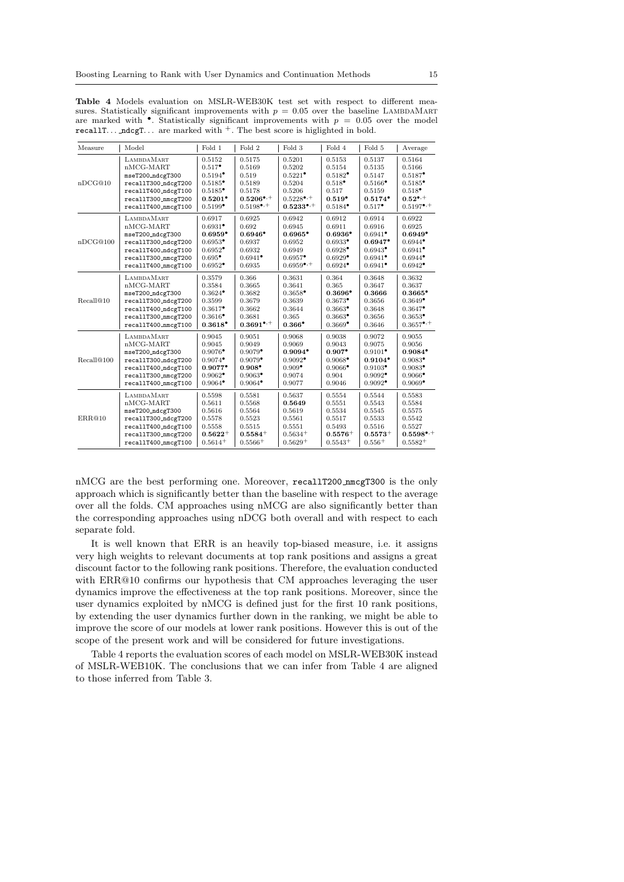**Table 4** Models evaluation on MSLR-WEB30K test set with respect to different measures. Statistically significant improvements with $p = 0.05$ over the baseline LambdaMART are marked with $^{\bullet}$. Statistically significant improvements with $p = 0.05$ over the model recallT... ndcgT... are marked with $^{+}$. The best score is higlighted in bold.

| Measure | Model | Fold 1 | Fold 2 | Fold 3 | Fold 4 | Fold 5 | Average |
|---|---|---|---|---|---|---|---|
| nDCG@10 | LambdaMART | 0.5152 | 0.5175 | 0.5201 | 0.5153 | 0.5137 | 0.5164 |
| | nMCG-MART | $0.517^{\bullet}$ | 0.5169 | 0.5202 | 0.5154 | 0.5135 | 0.5166 |
| | mseT200_ndcgT300 | $0.5194^{\bullet}$ | 0.519 | $0.5221^{\bullet}$ | $0.5182^{\bullet}$ | 0.5147 | $0.5187^{\bullet}$ |
| | recallT300_ndcgT200 | $0.5185^{\bullet}$ | 0.5189 | 0.5204 | $0.518^{\bullet}$ | $0.5166^{\bullet}$ | $0.5185^{\bullet}$ |
| | recallT400_ndcgT100 | $0.5185^{\bullet}$ | 0.5178 | 0.5206 | 0.517 | 0.5159 | $0.518^{\bullet}$ |
| | recallT300_nmcgT200 | $\mathbf{0.5201}^{\bullet}$ | $\mathbf{0.5206}^{\bullet,+}$ | $0.5228^{\bullet,+}$ | $\mathbf{0.519}^{\bullet}$ | $\mathbf{0.5174}^{\bullet}$ | $\mathbf{0.52}^{\bullet,+}$ |
| | recallT400_nmcgT100 | $0.5199^{\bullet}$ | $0.5198^{\bullet,+}$ | $\mathbf{0.5233}^{\bullet,+}$ | $0.5184^{\bullet}$ | $0.517^{\bullet}$ | $0.5197^{\bullet,+}$ |
| nDCG@100 | LambdaMART | 0.6917 | 0.6925 | 0.6942 | 0.6912 | 0.6914 | 0.6922 |
| | nMCG-MART | $0.6931^{\bullet}$ | 0.692 | 0.6945 | 0.6911 | 0.6916 | 0.6925 |
| | mseT200_ndcgT300 | $\mathbf{0.6959}^{\bullet}$ | $\mathbf{0.6946}^{\bullet}$ | $\mathbf{0.6965}^{\bullet}$ | $\mathbf{0.6936}^{\bullet}$ | $0.6941^{\bullet}$ | $\mathbf{0.6949}^{\bullet}$ |
| | recallT300_ndcgT200 | $0.6953^{\bullet}$ | 0.6937 | 0.6952 | $0.6933^{\bullet}$ | $\mathbf{0.6947}^{\bullet}$ | $0.6944^{\bullet}$ |
| | recallT400_ndcgT100 | $0.6952^{\bullet}$ | 0.6932 | 0.6949 | $0.6928^{\bullet}$ | $0.6943^{\bullet}$ | $0.6941^{\bullet}$ |
| | recallT300_nmcgT200 | $0.695^{\bullet}$ | $0.6941^{\bullet}$ | $0.6957^{\bullet}$ | $0.6929^{\bullet}$ | $0.6941^{\bullet}$ | $0.6944^{\bullet}$ |
| | recallT400_nmcgT100 | $0.6952^{\bullet}$ | 0.6935 | $0.6959^{\bullet,+}$ | $0.6924^{\bullet}$ | $0.6941^{\bullet}$ | $0.6942^{\bullet}$ |
| Recall@10 | LambdaMART | 0.3579 | 0.366 | 0.3631 | 0.364 | 0.3648 | 0.3632 |
| | nMCG-MART | 0.3584 | 0.3665 | 0.3641 | 0.365 | 0.3647 | 0.3637 |
| | mseT200_ndcgT300 | $0.3624^{\bullet}$ | 0.3682 | $0.3658^{\bullet}$ | $\mathbf{0.3696}^{\bullet}$ | $\mathbf{0.3666}$ | $\mathbf{0.3665}^{\bullet}$ |
| | recallT300_ndcgT200 | 0.3599 | 0.3679 | 0.3639 | $0.3673^{\bullet}$ | 0.3656 | $0.3649^{\bullet}$ |
| | recallT400_ndcgT100 | $0.3617^{\bullet}$ | 0.3662 | 0.3644 | $0.3663^{\bullet}$ | 0.3648 | $0.3647^{\bullet}$ |
| | recallT300_nmcgT200 | $0.3616^{\bullet}$ | 0.3681 | 0.365 | $0.3663^{\bullet}$ | 0.3656 | $0.3653^{\bullet}$ |
| | recallT400_nmcgT100 | $\mathbf{0.3618}^{\bullet}$ | $\mathbf{0.3691}^{\bullet,+}$ | $\mathbf{0.366}^{\bullet}$ | $0.3669^{\bullet}$ | 0.3646 | $0.3657^{\bullet,+}$ |
| Recall@100 | LambdaMART | 0.9045 | 0.9051 | 0.9068 | 0.9038 | 0.9072 | 0.9055 |
| | nMCG-MART | 0.9045 | 0.9049 | 0.9069 | 0.9043 | 0.9075 | 0.9056 |
| | mseT200_ndcgT300 | $0.9076^{\bullet}$ | $0.9079^{\bullet}$ | $\mathbf{0.9094}^{\bullet}$ | $\mathbf{0.907}^{\bullet}$ | $0.9101^{\bullet}$ | $\mathbf{0.9084}^{\bullet}$ |
| | recallT300_ndcgT200 | $0.9074^{\bullet}$ | $0.9079^{\bullet}$ | $0.9092^{\bullet}$ | $0.9068^{\bullet}$ | $\mathbf{0.9104}^{\bullet}$ | $0.9083^{\bullet}$ |
| | recallT400_ndcgT100 | $\mathbf{0.9077}^{\bullet}$ | $\mathbf{0.908}^{\bullet}$ | $0.909^{\bullet}$ | $0.9066^{\bullet}$ | $0.9103^{\bullet}$ | $0.9083^{\bullet}$ |
| | recallT300_nmcgT200 | $0.9062^{\bullet}$ | $0.9063^{\bullet}$ | 0.9074 | 0.904 | $0.9092^{\bullet}$ | $0.9066^{\bullet}$ |
| | recallT400_nmcgT100 | $0.9064^{\bullet}$ | $0.9064^{\bullet}$ | 0.9077 | 0.9046 | $0.9092^{\bullet}$ | $0.9069^{\bullet}$ |
| ERR@10 | LambdaMART | 0.5598 | 0.5581 | 0.5637 | 0.5554 | 0.5544 | 0.5583 |
| | nMCG-MART | 0.5611 | 0.5568 | $\mathbf{0.5649}$ | 0.5551 | 0.5543 | 0.5584 |
| | mseT200_ndcgT300 | 0.5616 | 0.5564 | 0.5619 | 0.5534 | 0.5545 | 0.5575 |
| | recallT300_ndcgT200 | 0.5578 | 0.5523 | 0.5561 | 0.5517 | 0.5533 | 0.5542 |
| | recallT400_ndcgT100 | 0.5558 | 0.5515 | 0.5551 | 0.5493 | 0.5516 | 0.5527 |
| | recallT300_nmcgT200 | $\mathbf{0.5622}^{+}$ | $\mathbf{0.5584}^{+}$ | $0.5634^{+}$ | $\mathbf{0.5576}^{+}$ | $\mathbf{0.5573}^{+}$ | $\mathbf{0.5598}^{\bullet,+}$ |
| | recallT400_nmcgT100 | $0.5614^{+}$ | $0.5566^{+}$ | $0.5629^{+}$ | $0.5543^{+}$ | $0.556^{+}$ | $0.5582^{+}$ |

nMCG are the best performing one. Moreover, recallT200_nmcgT300 is the only approach which is significantly better than the baseline with respect to the average over all the folds. CM approaches using nMCG are also significantly better than the corresponding approaches using nDCG both overall and with respect to each separate fold.

It is well known that ERR is an heavily top-biased measure, i.e. it assigns very high weights to relevant documents at top rank positions and assigns a great discount factor to the following rank positions. Therefore, the evaluation conducted with ERR@10 confirms our hypothesis that CM approaches leveraging the user dynamics improve the effectiveness at the top rank positions. Moreover, since the user dynamics exploited by nMCG is defined just for the first 10 rank positions, by extending the user dynamics further down in the ranking, we might be able to improve the score of our models at lower rank positions. However this is out of the scope of the present work and will be considered for future investigations.

Table 4 reports the evaluation scores of each model on MSLR-WEB30K instead of MSLR-WEB10K. The conclusions that we can infer from Table 4 are aligned to those inferred from Table 3.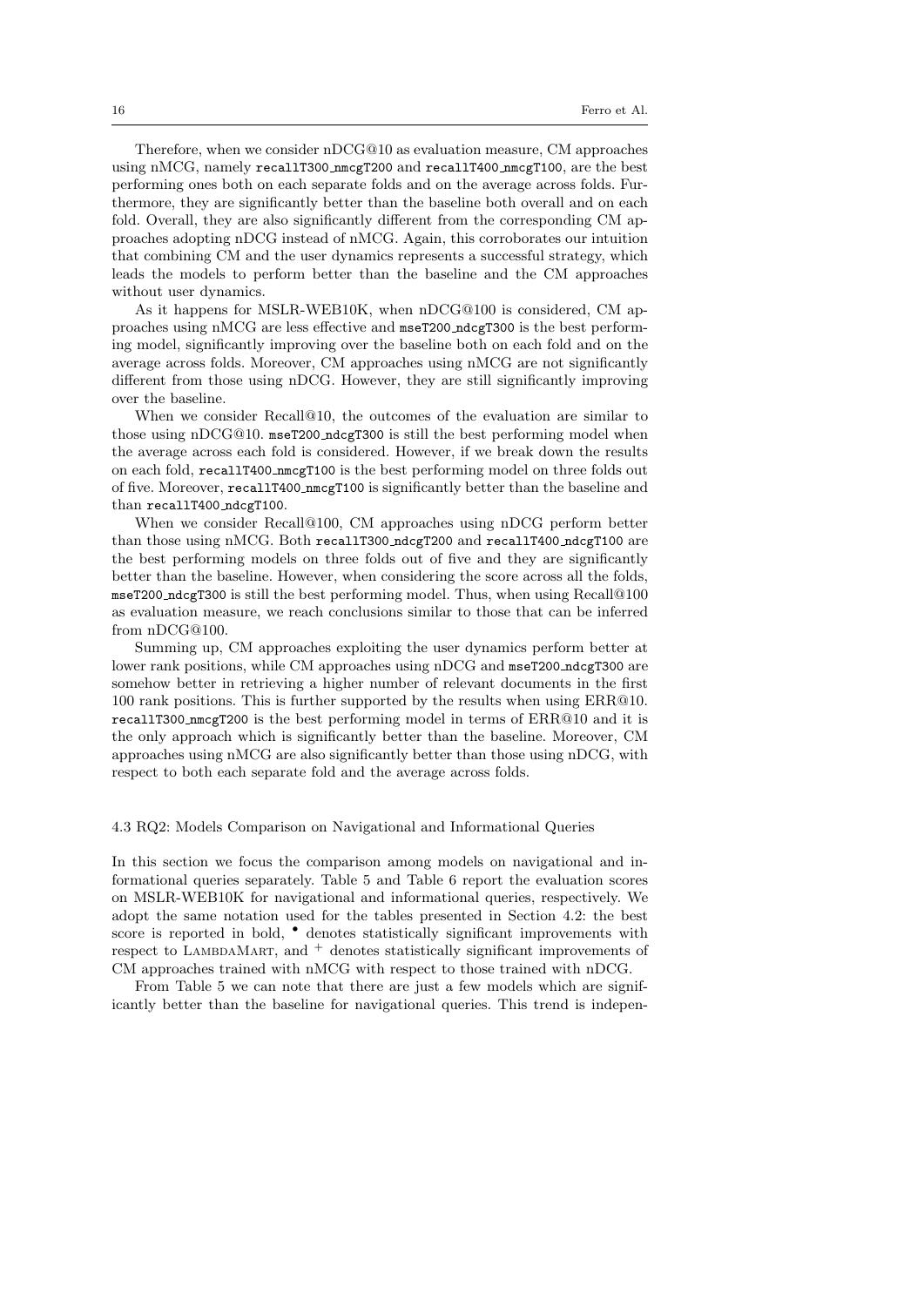Therefore, when we consider nDCG@10 as evaluation measure, CM approaches using nMCG, namely `recallT300_nmcgT200` and `recallT400_nmcgT100`, are the best performing ones both on each separate folds and on the average across folds. Furthermore, they are significantly better than the baseline both overall and on each fold. Overall, they are also significantly different from the corresponding CM approaches adopting nDCG instead of nMCG. Again, this corroborates our intuition that combining CM and the user dynamics represents a successful strategy, which leads the models to perform better than the baseline and the CM approaches without user dynamics.

As it happens for MSLR-WEB10K, when nDCG@100 is considered, CM approaches using nMCG are less effective and `mseT200_ndcgT300` is the best performing model, significantly improving over the baseline both on each fold and on the average across folds. Moreover, CM approaches using nMCG are not significantly different from those using nDCG. However, they are still significantly improving over the baseline.

When we consider Recall@10, the outcomes of the evaluation are similar to those using nDCG@10. `mseT200_ndcgT300` is still the best performing model when the average across each fold is considered. However, if we break down the results on each fold, `recallT400_nmcgT100` is the best performing model on three folds out of five. Moreover, `recallT400_nmcgT100` is significantly better than the baseline and than `recallT400_ndcgT100`.

When we consider Recall@100, CM approaches using nDCG perform better than those using nMCG. Both `recallT300_ndcgT200` and `recallT400_ndcgT100` are the best performing models on three folds out of five and they are significantly better than the baseline. However, when considering the score across all the folds, `mseT200_ndcgT300` is still the best performing model. Thus, when using Recall@100 as evaluation measure, we reach conclusions similar to those that can be inferred from nDCG@100.

Summing up, CM approaches exploiting the user dynamics perform better at lower rank positions, while CM approaches using nDCG and `mseT200_ndcgT300` are somehow better in retrieving a higher number of relevant documents in the first 100 rank positions. This is further supported by the results when using ERR@10. `recallT300_nmcgT200` is the best performing model in terms of ERR@10 and it is the only approach which is significantly better than the baseline. Moreover, CM approaches using nMCG are also significantly better than those using nDCG, with respect to both each separate fold and the average across folds.

### 4.3 RQ2: Models Comparison on Navigational and Informational Queries

In this section we focus the comparison among models on navigational and informational queries separately. Table 5 and Table 6 report the evaluation scores on MSLR-WEB10K for navigational and informational queries, respectively. We adopt the same notation used for the tables presented in Section 4.2: the best score is reported in bold, $^{\bullet}$ denotes statistically significant improvements with respect to LambdaMart, and $^{+}$ denotes statistically significant improvements of CM approaches trained with nMCG with respect to those trained with nDCG.

From Table 5 we can note that there are just a few models which are significantly better than the baseline for navigational queries. This trend is indepen-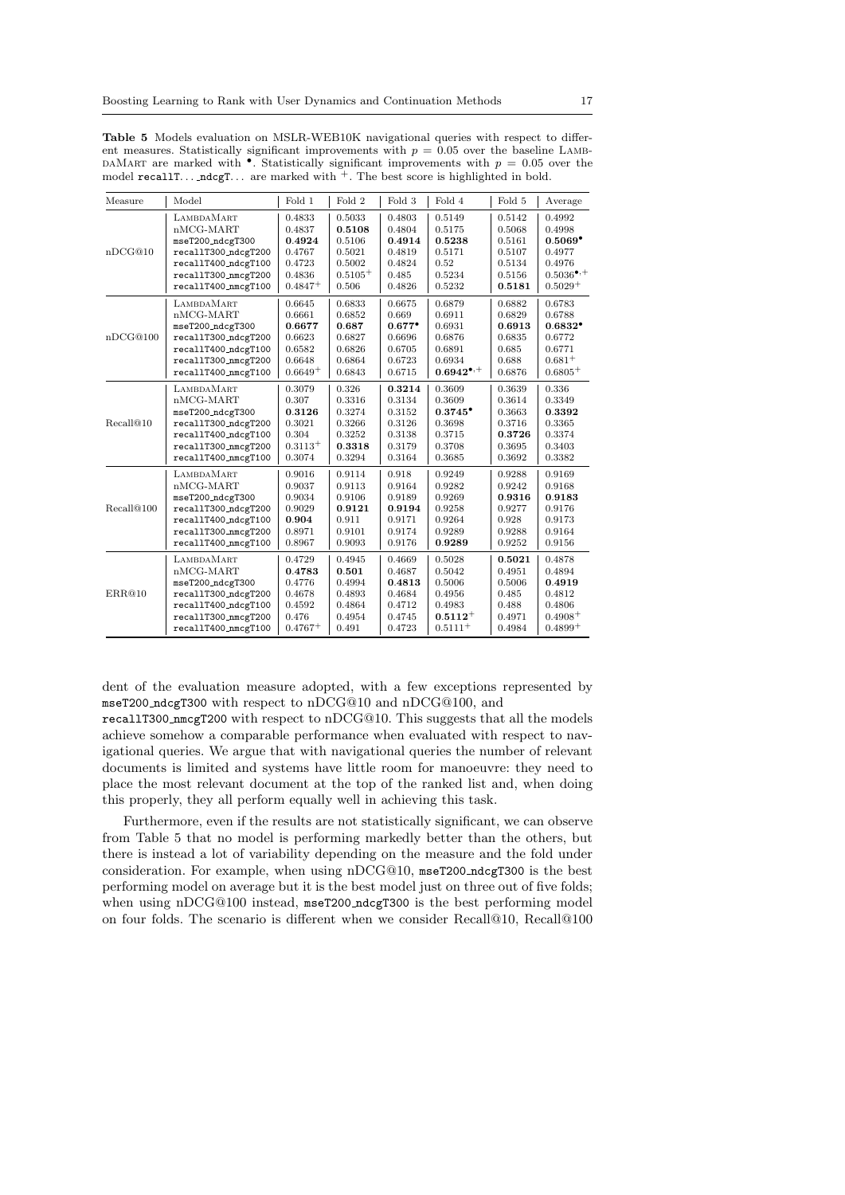**Table 5** Models evaluation on MSLR-WEB10K navigational queries with respect to different measures. Statistically significant improvements with $p = 0.05$ over the baseline LambdaMart are marked with $^{\bullet}$. Statistically significant improvements with $p = 0.05$ over the model `recallT...ndcgT...` are marked with $^{+}$. The best score is highlighted in bold.

| Measure | Model | Fold 1 | Fold 2 | Fold 3 | Fold 4 | Fold 5 | Average |
|---|---|---|---|---|---|---|---|
| nDCG@10 | LambdaMart | 0.4833 | 0.5033 | 0.4803 | 0.5149 | 0.5142 | 0.4992 |
| | nMCG-MART | 0.4837 | **0.5108** | 0.4804 | 0.5175 | 0.5068 | 0.4998 |
| | `mseT200_ndcgT300` | **0.4924** | 0.5106 | **0.4914** | **0.5238** | 0.5161 | **0.5069**$^{\bullet}$ |
| | `recallT300_ndcgT200` | 0.4767 | 0.5021 | 0.4819 | 0.5171 | 0.5107 | 0.4977 |
| | `recallT400_ndcgT100` | 0.4723 | 0.5002 | 0.4824 | 0.52 | 0.5134 | 0.4976 |
| | `recallT300_nmcgT200` | 0.4836 | 0.5105$^{+}$ | 0.485 | 0.5234 | 0.5156 | 0.5036$^{\bullet,+}$ |
| | `recallT400_nmcgT100` | 0.4847$^{+}$ | 0.506 | 0.4826 | 0.5232 | **0.5181** | 0.5029$^{+}$ |
| nDCG@100 | LambdaMart | 0.6645 | 0.6833 | 0.6675 | 0.6879 | 0.6882 | 0.6783 |
| | nMCG-MART | 0.6661 | 0.6852 | 0.669 | 0.6911 | 0.6829 | 0.6788 |
| | `mseT200_ndcgT300` | **0.6677** | **0.687** | **0.677**$^{\bullet}$ | 0.6931 | **0.6913** | **0.6832**$^{\bullet}$ |
| | `recallT300_ndcgT200` | 0.6623 | 0.6827 | 0.6696 | 0.6876 | 0.6835 | 0.6772 |
| | `recallT400_ndcgT100` | 0.6582 | 0.6826 | 0.6705 | 0.6891 | 0.685 | 0.6771 |
| | `recallT300_nmcgT200` | 0.6648 | 0.6864 | 0.6723 | 0.6934 | 0.688 | 0.681$^{+}$ |
| | `recallT400_nmcgT100` | 0.6649$^{+}$ | 0.6843 | 0.6715 | **0.6942**$^{\bullet,+}$ | 0.6876 | 0.6805$^{+}$ |
| Recall@10 | LambdaMart | 0.3079 | 0.326 | **0.3214** | 0.3609 | 0.3639 | 0.336 |
| | nMCG-MART | 0.307 | 0.3316 | 0.3134 | 0.3609 | 0.3614 | 0.3349 |
| | `mseT200_ndcgT300` | **0.3126** | 0.3274 | 0.3152 | **0.3745**$^{\bullet}$ | 0.3663 | **0.3392** |
| | `recallT300_ndcgT200` | 0.3021 | 0.3266 | 0.3126 | 0.3698 | 0.3716 | 0.3365 |
| | `recallT400_ndcgT100` | 0.304 | 0.3252 | 0.3138 | 0.3715 | **0.3726** | 0.3374 |
| | `recallT300_nmcgT200` | 0.3113$^{+}$ | **0.3318** | 0.3179 | 0.3708 | 0.3695 | 0.3403 |
| | `recallT400_nmcgT100` | 0.3074 | 0.3294 | 0.3164 | 0.3685 | 0.3692 | 0.3382 |
| Recall@100 | LambdaMart | 0.9016 | 0.9114 | 0.918 | 0.9249 | 0.9288 | 0.9169 |
| | nMCG-MART | 0.9037 | 0.9113 | 0.9164 | 0.9282 | 0.9242 | 0.9168 |
| | `mseT200_ndcgT300` | 0.9034 | 0.9106 | 0.9189 | 0.9269 | **0.9316** | **0.9183** |
| | `recallT300_ndcgT200` | 0.9029 | **0.9121** | **0.9194** | 0.9258 | 0.9277 | 0.9176 |
| | `recallT400_ndcgT100` | **0.904** | 0.911 | 0.9171 | 0.9264 | 0.928 | 0.9173 |
| | `recallT300_nmcgT200` | 0.8971 | 0.9101 | 0.9174 | 0.9289 | 0.9288 | 0.9164 |
| | `recallT400_nmcgT100` | 0.8967 | 0.9093 | 0.9176 | **0.9289** | 0.9252 | 0.9156 |
| ERR@10 | LambdaMart | 0.4729 | 0.4945 | 0.4669 | 0.5028 | **0.5021** | 0.4878 |
| | nMCG-MART | **0.4783** | **0.501** | 0.4687 | 0.5042 | 0.4951 | 0.4894 |
| | `mseT200_ndcgT300` | 0.4776 | 0.4994 | **0.4813** | 0.5006 | 0.5006 | **0.4919** |
| | `recallT300_ndcgT200` | 0.4678 | 0.4893 | 0.4684 | 0.4956 | 0.485 | 0.4812 |
| | `recallT400_ndcgT100` | 0.4592 | 0.4864 | 0.4712 | 0.4983 | 0.488 | 0.4806 |
| | `recallT300_nmcgT200` | 0.476 | 0.4954 | 0.4745 | **0.5112**$^{+}$ | 0.4971 | 0.4908$^{+}$ |
| | `recallT400_nmcgT100` | 0.4767$^{+}$ | 0.491 | 0.4723 | 0.5111$^{+}$ | 0.4984 | 0.4899$^{+}$ |

dent of the evaluation measure adopted, with a few exceptions represented by `mseT200_ndcgT300` with respect to nDCG@10 and nDCG@100, and `recallT300_nmcgT200` with respect to nDCG@10. This suggests that all the models achieve somehow a comparable performance when evaluated with respect to navigational queries. We argue that with navigational queries the number of relevant documents is limited and systems have little room for manoeuvre: they need to place the most relevant document at the top of the ranked list and, when doing this properly, they all perform equally well in achieving this task.

Furthermore, even if the results are not statistically significant, we can observe from Table 5 that no model is performing markedly better than the others, but there is instead a lot of variability depending on the measure and the fold under consideration. For example, when using nDCG@10, `mseT200_ndcgT300` is the best performing model on average but it is the best model just on three out of five folds; when using nDCG@100 instead, `mseT200_ndcgT300` is the best performing model on four folds. The scenario is different when we consider Recall@10, Recall@100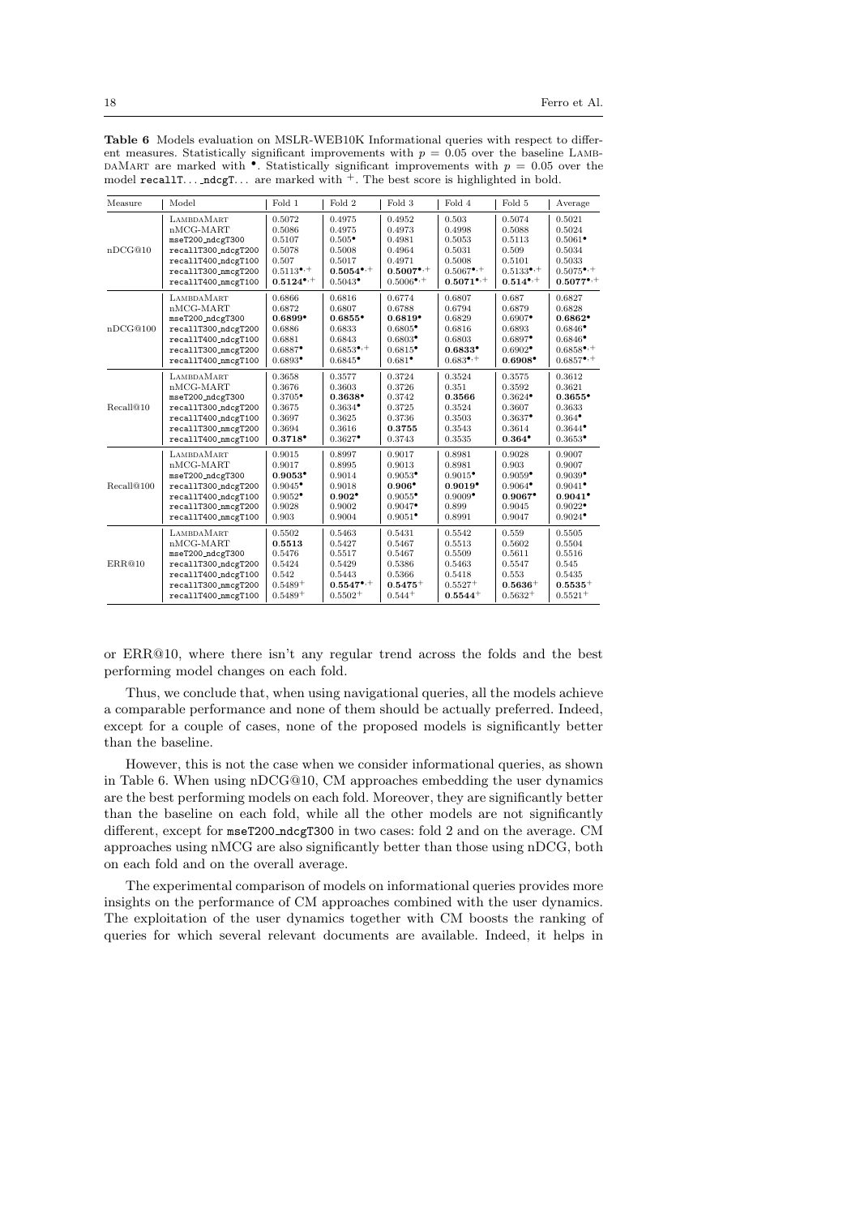**Table 6** Models evaluation on MSLR-WEB10K Informational queries with respect to different measures. Statistically significant improvements with $p = 0.05$ over the baseline LambdaMART are marked with $^{\bullet}$. Statistically significant improvements with $p = 0.05$ over the model recallT... _ndcgT... are marked with $^{+}$. The best score is highlighted in bold.

| Measure | Model | Fold 1 | Fold 2 | Fold 3 | Fold 4 | Fold 5 | Average |
|---|---|---|---|---|---|---|---|
| nDCG@10 | LambdaMART | 0.5072 | 0.4975 | 0.4952 | 0.503 | 0.5074 | 0.5021 |
| | nMCG-MART | 0.5086 | 0.4975 | 0.4973 | 0.4998 | 0.5088 | 0.5024 |
| | mseT200_ndcgT300 | 0.5107 | $0.505^{\bullet}$ | 0.4981 | 0.5053 | 0.5113 | $0.5061^{\bullet}$ |
| | recallT300_ndcgT200 | 0.5078 | 0.5008 | 0.4964 | 0.5031 | 0.509 | 0.5034 |
| | recallT400_ndcgT100 | 0.507 | 0.5017 | 0.4971 | 0.5008 | 0.5101 | 0.5033 |
| | recallT300_nmcgT200 | $0.5113^{\bullet,+}$ | $\mathbf{0.5054}^{\bullet,+}$ | $\mathbf{0.5007}^{\bullet,+}$ | $0.5067^{\bullet,+}$ | $0.5133^{\bullet,+}$ | $0.5075^{\bullet,+}$ |
| | recallT400_nmcgT100 | $\mathbf{0.5124}^{\bullet,+}$ | $0.5043^{\bullet}$ | $0.5006^{\bullet,+}$ | $\mathbf{0.5071}^{\bullet,+}$ | $\mathbf{0.514}^{\bullet,+}$ | $\mathbf{0.5077}^{\bullet,+}$ |
| nDCG@100 | LambdaMART | 0.6866 | 0.6816 | 0.6774 | 0.6807 | 0.687 | 0.6827 |
| | nMCG-MART | 0.6872 | 0.6807 | 0.6788 | 0.6794 | 0.6879 | 0.6828 |
| | mseT200_ndcgT300 | $\mathbf{0.6899}^{\bullet}$ | $\mathbf{0.6855}^{\bullet}$ | $\mathbf{0.6819}^{\bullet}$ | 0.6829 | $0.6907^{\bullet}$ | $\mathbf{0.6862}^{\bullet}$ |
| | recallT300_ndcgT200 | 0.6886 | 0.6833 | $0.6805^{\bullet}$ | 0.6816 | 0.6893 | $0.6846^{\bullet}$ |
| | recallT400_ndcgT100 | 0.6881 | 0.6843 | $0.6803^{\bullet}$ | 0.6803 | $0.6897^{\bullet}$ | $0.6846^{\bullet}$ |
| | recallT300_nmcgT200 | $0.6887^{\bullet}$ | $0.6853^{\bullet,+}$ | $0.6815^{\bullet}$ | $\mathbf{0.6833}^{\bullet}$ | $0.6902^{\bullet}$ | $0.6858^{\bullet,+}$ |
| | recallT400_nmcgT100 | $0.6893^{\bullet}$ | $0.6845^{\bullet}$ | $0.681^{\bullet}$ | $0.683^{\bullet,+}$ | $\mathbf{0.6908}^{\bullet}$ | $0.6857^{\bullet,+}$ |
| Recall@10 | LambdaMART | 0.3658 | 0.3577 | 0.3724 | 0.3524 | 0.3575 | 0.3612 |
| | nMCG-MART | 0.3676 | 0.3603 | 0.3726 | 0.351 | 0.3592 | 0.3621 |
| | mseT200_ndcgT300 | $0.3705^{\bullet}$ | $\mathbf{0.3638}^{\bullet}$ | 0.3742 | **0.3566** | $0.3624^{\bullet}$ | $\mathbf{0.3655}^{\bullet}$ |
| | recallT300_ndcgT200 | 0.3675 | $0.3634^{\bullet}$ | 0.3725 | 0.3524 | 0.3607 | 0.3633 |
| | recallT400_ndcgT100 | 0.3697 | 0.3625 | 0.3736 | 0.3503 | $0.3637^{\bullet}$ | $0.364^{\bullet}$ |
| | recallT300_nmcgT200 | 0.3694 | 0.3616 | **0.3755** | 0.3543 | 0.3614 | $0.3644^{\bullet}$ |
| | recallT400_nmcgT100 | $\mathbf{0.3718}^{\bullet}$ | $0.3627^{\bullet}$ | 0.3743 | 0.3535 | $\mathbf{0.364}^{\bullet}$ | $0.3653^{\bullet}$ |
| Recall@100 | LambdaMART | 0.9015 | 0.8997 | 0.9017 | 0.8981 | 0.9028 | 0.9007 |
| | nMCG-MART | 0.9017 | 0.8995 | 0.9013 | 0.8981 | 0.903 | 0.9007 |
| | mseT200_ndcgT300 | $\mathbf{0.9053}^{\bullet}$ | 0.9014 | $0.9053^{\bullet}$ | $0.9015^{\bullet}$ | $0.9059^{\bullet}$ | $0.9039^{\bullet}$ |
| | recallT300_ndcgT200 | $0.9045^{\bullet}$ | 0.9018 | $\mathbf{0.906}^{\bullet}$ | $\mathbf{0.9019}^{\bullet}$ | $0.9064^{\bullet}$ | $0.9041^{\bullet}$ |
| | recallT400_ndcgT100 | $0.9052^{\bullet}$ | $\mathbf{0.902}^{\bullet}$ | $0.9055^{\bullet}$ | $0.9009^{\bullet}$ | $\mathbf{0.9067}^{\bullet}$ | $\mathbf{0.9041}^{\bullet}$ |
| | recallT300_nmcgT200 | 0.9028 | 0.9002 | $0.9047^{\bullet}$ | 0.899 | 0.9045 | $0.9022^{\bullet}$ |
| | recallT400_nmcgT100 | 0.903 | 0.9004 | $0.9051^{\bullet}$ | 0.8991 | 0.9047 | $0.9024^{\bullet}$ |
| ERR@10 | LambdaMART | 0.5502 | 0.5463 | 0.5431 | 0.5542 | 0.559 | 0.5505 |
| | nMCG-MART | **0.5513** | 0.5427 | 0.5467 | 0.5513 | 0.5602 | 0.5504 |
| | mseT200_ndcgT300 | 0.5476 | 0.5517 | 0.5467 | 0.5509 | 0.5611 | 0.5516 |
| | recallT300_ndcgT200 | 0.5424 | 0.5429 | 0.5386 | 0.5463 | 0.5547 | 0.545 |
| | recallT400_ndcgT100 | 0.542 | 0.5443 | 0.5366 | 0.5418 | 0.553 | 0.5435 |
| | recallT300_nmcgT200 | $0.5489^{+}$ | $\mathbf{0.5547}^{\bullet,+}$ | $\mathbf{0.5475}^{+}$ | $0.5527^{+}$ | $\mathbf{0.5636}^{+}$ | $\mathbf{0.5535}^{+}$ |
| | recallT400_nmcgT100 | $0.5489^{+}$ | $0.5502^{+}$ | $0.544^{+}$ | $\mathbf{0.5544}^{+}$ | $0.5632^{+}$ | $0.5521^{+}$ |

or ERR@10, where there isn't any regular trend across the folds and the best performing model changes on each fold.

Thus, we conclude that, when using navigational queries, all the models achieve a comparable performance and none of them should be actually preferred. Indeed, except for a couple of cases, none of the proposed models is significantly better than the baseline.

However, this is not the case when we consider informational queries, as shown in Table 6. When using nDCG@10, CM approaches embedding the user dynamics are the best performing models on each fold. Moreover, they are significantly better than the baseline on each fold, while all the other models are not significantly different, except for mseT200_ndcgT300 in two cases: fold 2 and on the average. CM approaches using nMCG are also significantly better than those using nDCG, both on each fold and on the overall average.

The experimental comparison of models on informational queries provides more insights on the performance of CM approaches combined with the user dynamics. The exploitation of the user dynamics together with CM boosts the ranking of queries for which several relevant documents are available. Indeed, it helps in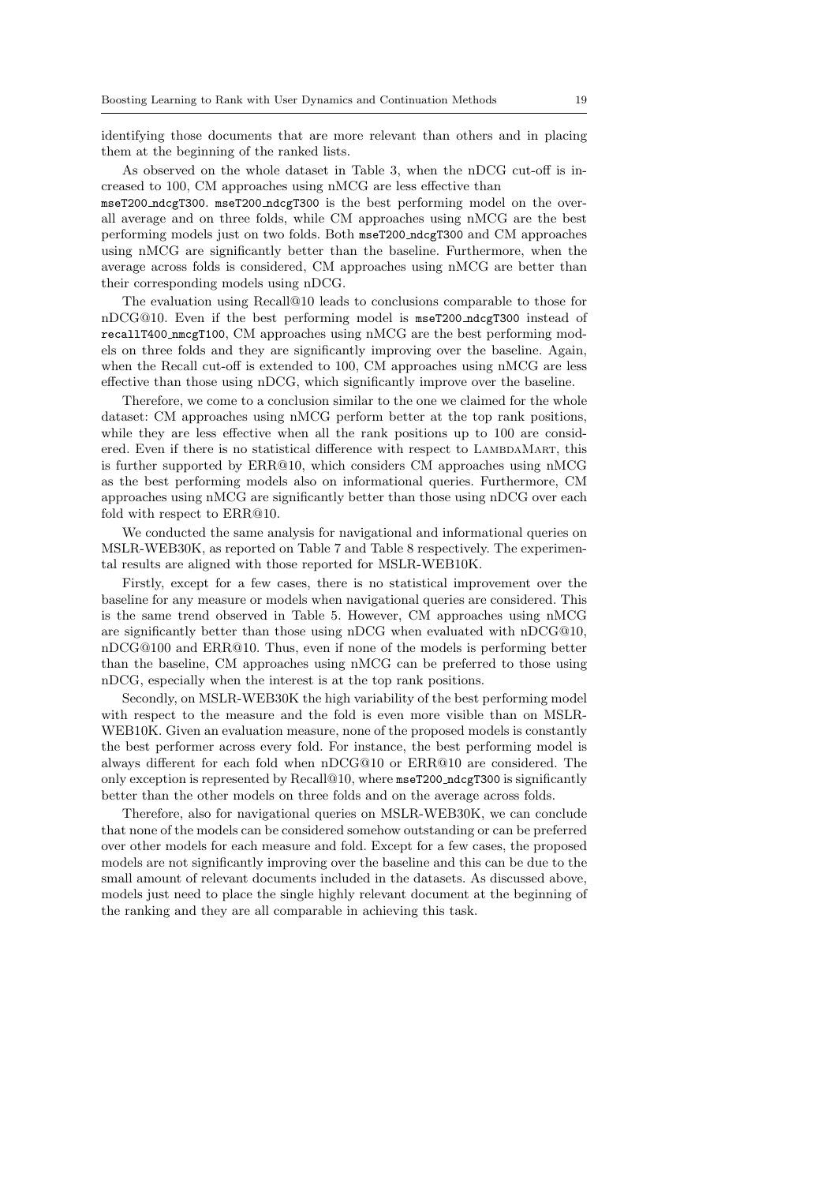identifying those documents that are more relevant than others and in placing them at the beginning of the ranked lists.

As observed on the whole dataset in Table 3, when the nDCG cut-off is increased to 100, CM approaches using nMCG are less effective than `mseT200_ndcgT300`. `mseT200_ndcgT300` is the best performing model on the overall average and on three folds, while CM approaches using nMCG are the best performing models just on two folds. Both `mseT200_ndcgT300` and CM approaches using nMCG are significantly better than the baseline. Furthermore, when the average across folds is considered, CM approaches using nMCG are better than their corresponding models using nDCG.

The evaluation using Recall@10 leads to conclusions comparable to those for nDCG@10. Even if the best performing model is `mseT200_ndcgT300` instead of `recallT400_nmcgT100`, CM approaches using nMCG are the best performing models on three folds and they are significantly improving over the baseline. Again, when the Recall cut-off is extended to 100, CM approaches using nMCG are less effective than those using nDCG, which significantly improve over the baseline.

Therefore, we come to a conclusion similar to the one we claimed for the whole dataset: CM approaches using nMCG perform better at the top rank positions, while they are less effective when all the rank positions up to 100 are considered. Even if there is no statistical difference with respect to LambdaMart, this is further supported by ERR@10, which considers CM approaches using nMCG as the best performing models also on informational queries. Furthermore, CM approaches using nMCG are significantly better than those using nDCG over each fold with respect to ERR@10.

We conducted the same analysis for navigational and informational queries on MSLR-WEB30K, as reported on Table 7 and Table 8 respectively. The experimental results are aligned with those reported for MSLR-WEB10K.

Firstly, except for a few cases, there is no statistical improvement over the baseline for any measure or models when navigational queries are considered. This is the same trend observed in Table 5. However, CM approaches using nMCG are significantly better than those using nDCG when evaluated with nDCG@10, nDCG@100 and ERR@10. Thus, even if none of the models is performing better than the baseline, CM approaches using nMCG can be preferred to those using nDCG, especially when the interest is at the top rank positions.

Secondly, on MSLR-WEB30K the high variability of the best performing model with respect to the measure and the fold is even more visible than on MSLR-WEB10K. Given an evaluation measure, none of the proposed models is constantly the best performer across every fold. For instance, the best performing model is always different for each fold when nDCG@10 or ERR@10 are considered. The only exception is represented by Recall@10, where `mseT200_ndcgT300` is significantly better than the other models on three folds and on the average across folds.

Therefore, also for navigational queries on MSLR-WEB30K, we can conclude that none of the models can be considered somehow outstanding or can be preferred over other models for each measure and fold. Except for a few cases, the proposed models are not significantly improving over the baseline and this can be due to the small amount of relevant documents included in the datasets. As discussed above, models just need to place the single highly relevant document at the beginning of the ranking and they are all comparable in achieving this task.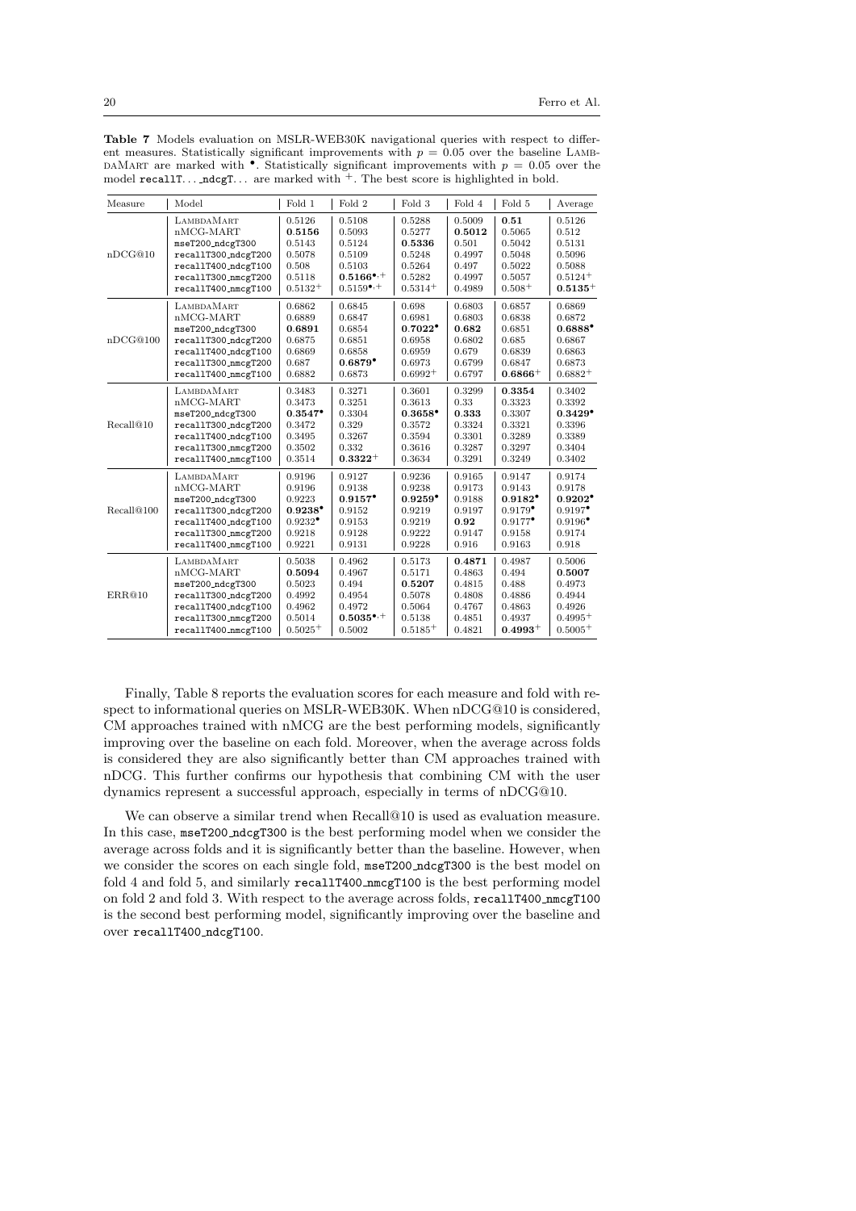**Table 7** Models evaluation on MSLR-WEB30K navigational queries with respect to different measures. Statistically significant improvements with $p = 0.05$ over the baseline LambdaMart are marked with $^{\bullet}$. Statistically significant improvements with $p = 0.05$ over the model `recallT..._ndcgT...` are marked with $^{+}$. The best score is highlighted in bold.

| Measure | Model | Fold 1 | Fold 2 | Fold 3 | Fold 4 | Fold 5 | Average |
|---|---|---|---|---|---|---|---|
| nDCG@10 | LambdaMart | 0.5126 | 0.5108 | 0.5288 | 0.5009 | **0.51** | 0.5126 |
| | nMCG-MART | **0.5156** | 0.5093 | 0.5277 | **0.5012** | 0.5065 | 0.512 |
| | `mseT200_ndcgT300` | 0.5143 | 0.5124 | **0.5336** | 0.501 | 0.5042 | 0.5131 |
| | `recallT300_ndcgT200` | 0.5078 | 0.5109 | 0.5248 | 0.4997 | 0.5048 | 0.5096 |
| | `recallT400_ndcgT100` | 0.508 | 0.5103 | 0.5264 | 0.497 | 0.5022 | 0.5088 |
| | `recallT300_nmcgT200` | 0.5118 | **0.5166**$^{\bullet,+}$ | 0.5282 | 0.4997 | 0.5057 | 0.5124$^{+}$ |
| | `recallT400_nmcgT100` | 0.5132$^{+}$ | 0.5159$^{\bullet,+}$ | 0.5314$^{+}$ | 0.4989 | 0.508$^{+}$ | **0.5135**$^{+}$ |
| nDCG@100 | LambdaMart | 0.6862 | 0.6845 | 0.698 | 0.6803 | 0.6857 | 0.6869 |
| | nMCG-MART | 0.6889 | 0.6847 | 0.6981 | 0.6803 | 0.6838 | 0.6872 |
| | `mseT200_ndcgT300` | **0.6891** | 0.6854 | **0.7022**$^{\bullet}$ | **0.682** | 0.6851 | **0.6888**$^{\bullet}$ |
| | `recallT300_ndcgT200` | 0.6875 | 0.6851 | 0.6958 | 0.6802 | 0.685 | 0.6867 |
| | `recallT400_ndcgT100` | 0.6869 | 0.6858 | 0.6959 | 0.679 | 0.6839 | 0.6863 |
| | `recallT300_nmcgT200` | 0.687 | **0.6879**$^{\bullet}$ | 0.6973 | 0.6799 | 0.6847 | 0.6873 |
| | `recallT400_nmcgT100` | 0.6882 | 0.6873 | 0.6992$^{+}$ | 0.6797 | **0.6866**$^{+}$ | 0.6882$^{+}$ |
| Recall@10 | LambdaMart | 0.3483 | 0.3271 | 0.3601 | 0.3299 | **0.3354** | 0.3402 |
| | nMCG-MART | 0.3473 | 0.3251 | 0.3613 | 0.33 | 0.3323 | 0.3392 |
| | `mseT200_ndcgT300` | **0.3547**$^{\bullet}$ | 0.3304 | **0.3658**$^{\bullet}$ | **0.333** | 0.3307 | **0.3429**$^{\bullet}$ |
| | `recallT300_ndcgT200` | 0.3472 | 0.329 | 0.3572 | 0.3324 | 0.3321 | 0.3396 |
| | `recallT400_ndcgT100` | 0.3495 | 0.3267 | 0.3594 | 0.3301 | 0.3289 | 0.3389 |
| | `recallT300_nmcgT200` | 0.3502 | 0.332 | 0.3616 | 0.3287 | 0.3297 | 0.3404 |
| | `recallT400_nmcgT100` | 0.3514 | **0.3322**$^{+}$ | 0.3634 | 0.3291 | 0.3249 | 0.3402 |
| Recall@100 | LambdaMart | 0.9196 | 0.9127 | 0.9236 | 0.9165 | 0.9147 | 0.9174 |
| | nMCG-MART | 0.9196 | 0.9138 | 0.9238 | 0.9173 | 0.9143 | 0.9178 |
| | `mseT200_ndcgT300` | 0.9223 | **0.9157**$^{\bullet}$ | **0.9259**$^{\bullet}$ | 0.9188 | **0.9182**$^{\bullet}$ | **0.9202**$^{\bullet}$ |
| | `recallT300_ndcgT200` | **0.9238**$^{\bullet}$ | 0.9152 | 0.9219 | 0.9197 | 0.9179$^{\bullet}$ | 0.9197$^{\bullet}$ |
| | `recallT400_ndcgT100` | 0.9232$^{\bullet}$ | 0.9153 | 0.9219 | **0.92** | 0.9177$^{\bullet}$ | 0.9196$^{\bullet}$ |
| | `recallT300_nmcgT200` | 0.9218 | 0.9128 | 0.9222 | 0.9147 | 0.9158 | 0.9174 |
| | `recallT400_nmcgT100` | 0.9221 | 0.9131 | 0.9228 | 0.916 | 0.9163 | 0.918 |
| ERR@10 | LambdaMart | 0.5038 | 0.4962 | 0.5173 | **0.4871** | 0.4987 | 0.5006 |
| | nMCG-MART | **0.5094** | 0.4967 | 0.5171 | 0.4863 | 0.494 | **0.5007** |
| | `mseT200_ndcgT300` | 0.5023 | 0.494 | **0.5207** | 0.4815 | 0.488 | 0.4973 |
| | `recallT300_ndcgT200` | 0.4992 | 0.4954 | 0.5078 | 0.4808 | 0.4886 | 0.4944 |
| | `recallT400_ndcgT100` | 0.4962 | 0.4972 | 0.5064 | 0.4767 | 0.4863 | 0.4926 |
| | `recallT300_nmcgT200` | 0.5014 | **0.5035**$^{\bullet,+}$ | 0.5138 | 0.4851 | 0.4937 | 0.4995$^{+}$ |
| | `recallT400_nmcgT100` | 0.5025$^{+}$ | 0.5002 | 0.5185$^{+}$ | 0.4821 | **0.4993**$^{+}$ | 0.5005$^{+}$ |

Finally, Table 8 reports the evaluation scores for each measure and fold with respect to informational queries on MSLR-WEB30K. When nDCG@10 is considered, CM approaches trained with nMCG are the best performing models, significantly improving over the baseline on each fold. Moreover, when the average across folds is considered they are also significantly better than CM approaches trained with nDCG. This further confirms our hypothesis that combining CM with the user dynamics represent a successful approach, especially in terms of nDCG@10.

We can observe a similar trend when Recall@10 is used as evaluation measure. In this case, `mseT200_ndcgT300` is the best performing model when we consider the average across folds and it is significantly better than the baseline. However, when we consider the scores on each single fold, `mseT200_ndcgT300` is the best model on fold 4 and fold 5, and similarly `recallT400_nmcgT100` is the best performing model on fold 2 and fold 3. With respect to the average across folds, `recallT400_nmcgT100` is the second best performing model, significantly improving over the baseline and over `recallT400_ndcgT100`.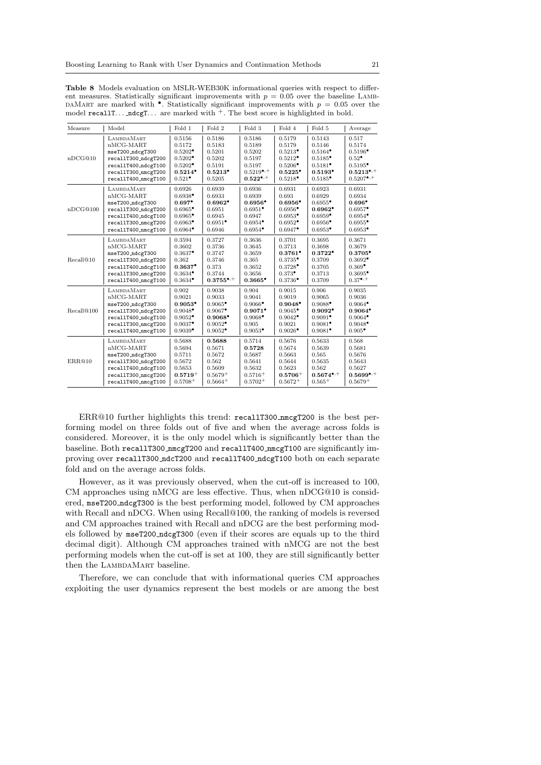**Table 8** Models evaluation on MSLR-WEB30K informational queries with respect to different measures. Statistically significant improvements with $p = 0.05$ over the baseline LambdaMart are marked with $^{\bullet}$. Statistically significant improvements with $p = 0.05$ over the model recallT... ndcgT... are marked with $^{+}$. The best score is highlighted in bold.

| Measure | Model | Fold 1 | Fold 2 | Fold 3 | Fold 4 | Fold 5 | Average |
|---|---|---|---|---|---|---|---|
| nDCG@10 | LambdaMart | 0.5156 | 0.5186 | 0.5186 | 0.5179 | 0.5143 | 0.517 |
| | nMCG-MART | 0.5172 | 0.5183 | 0.5189 | 0.5179 | 0.5146 | 0.5174 |
| | mseT200_ndcgT300 | $0.5202^{\bullet}$ | 0.5201 | 0.5202 | $0.5213^{\bullet}$ | $0.5164^{\bullet}$ | $0.5196^{\bullet}$ |
| | recallT300_ndcgT200 | $0.5202^{\bullet}$ | 0.5202 | 0.5197 | $0.5212^{\bullet}$ | $0.5185^{\bullet}$ | $0.52^{\bullet}$ |
| | recallT400_ndcgT100 | $0.5202^{\bullet}$ | 0.5191 | 0.5197 | $0.5206^{\bullet}$ | $0.5181^{\bullet}$ | $0.5195^{\bullet}$ |
| | recallT300_nmcgT200 | $\mathbf{0.5214}^{\bullet}$ | $\mathbf{0.5213}^{\bullet}$ | $0.5219^{\bullet,+}$ | $\mathbf{0.5225}^{\bullet}$ | $\mathbf{0.5193}^{\bullet}$ | $\mathbf{0.5213}^{\bullet,+}$ |
| | recallT400_nmcgT100 | $0.521^{\bullet}$ | 0.5205 | $\mathbf{0.522}^{\bullet,+}$ | $0.5218^{\bullet}$ | $0.5185^{\bullet}$ | $0.5207^{\bullet,+}$ |
| nDCG@100 | LambdaMart | 0.6926 | 0.6939 | 0.6936 | 0.6931 | 0.6923 | 0.6931 |
| | nMCG-MART | $0.6938^{\bullet}$ | 0.6933 | 0.6939 | 0.693 | 0.6929 | 0.6934 |
| | mseT200_ndcgT300 | $\mathbf{0.697}^{\bullet}$ | $\mathbf{0.6962}^{\bullet}$ | $\mathbf{0.6956}^{\bullet}$ | $\mathbf{0.6956}^{\bullet}$ | $0.6955^{\bullet}$ | $\mathbf{0.696}^{\bullet}$ |
| | recallT300_ndcgT200 | $0.6965^{\bullet}$ | 0.6951 | $0.6951^{\bullet}$ | $0.6956^{\bullet}$ | $\mathbf{0.6962}^{\bullet}$ | $0.6957^{\bullet}$ |
| | recallT400_ndcgT100 | $0.6965^{\bullet}$ | 0.6945 | 0.6947 | $0.6953^{\bullet}$ | $0.6959^{\bullet}$ | $0.6954^{\bullet}$ |
| | recallT300_nmcgT200 | $0.6963^{\bullet}$ | $0.6951^{\bullet}$ | $0.6954^{\bullet}$ | $0.6952^{\bullet}$ | $0.6956^{\bullet}$ | $0.6955^{\bullet}$ |
| | recallT400_nmcgT100 | $0.6964^{\bullet}$ | 0.6946 | $0.6954^{\bullet}$ | $0.6947^{\bullet}$ | $0.6953^{\bullet}$ | $0.6953^{\bullet}$ |
| Recall@10 | LambdaMart | 0.3594 | 0.3727 | 0.3636 | 0.3701 | 0.3695 | 0.3671 |
| | nMCG-MART | 0.3602 | 0.3736 | 0.3645 | 0.3713 | 0.3698 | 0.3679 |
| | mseT200_ndcgT300 | $0.3637^{\bullet}$ | 0.3747 | 0.3659 | $\mathbf{0.3761}^{\bullet}$ | $\mathbf{0.3722}^{\bullet}$ | $\mathbf{0.3705}^{\bullet}$ |
| | recallT300_ndcgT200 | 0.362 | 0.3746 | 0.365 | $0.3735^{\bullet}$ | 0.3709 | $0.3692^{\bullet}$ |
| | recallT400_ndcgT100 | $\mathbf{0.3637}^{\bullet}$ | 0.373 | 0.3652 | $0.3728^{\bullet}$ | 0.3705 | $0.369^{\bullet}$ |
| | recallT300_nmcgT200 | $0.3634^{\bullet}$ | 0.3744 | 0.3656 | $0.373^{\bullet}$ | 0.3713 | $0.3695^{\bullet}$ |
| | recallT400_nmcgT100 | $0.3634^{\bullet}$ | $\mathbf{0.3755}^{\bullet,+}$ | $\mathbf{0.3665}^{\bullet}$ | $0.3736^{\bullet}$ | 0.3709 | $0.37^{\bullet,+}$ |
| Recall@100 | LambdaMart | 0.902 | 0.9038 | 0.904 | 0.9015 | 0.906 | 0.9035 |
| | nMCG-MART | 0.9021 | 0.9033 | 0.9041 | 0.9019 | 0.9065 | 0.9036 |
| | mseT200_ndcgT300 | $\mathbf{0.9053}^{\bullet}$ | $0.9065^{\bullet}$ | $0.9066^{\bullet}$ | $\mathbf{0.9048}^{\bullet}$ | $0.9088^{\bullet}$ | $0.9064^{\bullet}$ |
| | recallT300_ndcgT200 | $0.9048^{\bullet}$ | $0.9067^{\bullet}$ | $\mathbf{0.9071}^{\bullet}$ | $0.9045^{\bullet}$ | $\mathbf{0.9092}^{\bullet}$ | $\mathbf{0.9064}^{\bullet}$ |
| | recallT400_ndcgT100 | $0.9052^{\bullet}$ | $\mathbf{0.9068}^{\bullet}$ | $0.9068^{\bullet}$ | $0.9042^{\bullet}$ | $0.9091^{\bullet}$ | $0.9064^{\bullet}$ |
| | recallT300_nmcgT200 | $0.9037^{\bullet}$ | $0.9052^{\bullet}$ | 0.905 | 0.9021 | $0.9081^{\bullet}$ | $0.9048^{\bullet}$ |
| | recallT400_nmcgT100 | $0.9039^{\bullet}$ | $0.9052^{\bullet}$ | $0.9053^{\bullet}$ | $0.9026^{\bullet}$ | $0.9081^{\bullet}$ | $0.905^{\bullet}$ |
| ERR@10 | LambdaMart | 0.5688 | **0.5688** | 0.5714 | 0.5676 | 0.5633 | 0.568 |
| | nMCG-MART | 0.5694 | 0.5671 | **0.5728** | 0.5674 | 0.5639 | 0.5681 |
| | mseT200_ndcgT300 | 0.5711 | 0.5672 | 0.5687 | 0.5663 | 0.565 | 0.5676 |
| | recallT300_ndcgT200 | 0.5672 | 0.562 | 0.5641 | 0.5644 | 0.5635 | 0.5643 |
| | recallT400_ndcgT100 | 0.5653 | 0.5609 | 0.5632 | 0.5623 | 0.562 | 0.5627 |
| | recallT300_nmcgT200 | $\mathbf{0.5719}^{+}$ | $0.5679^{+}$ | $0.5716^{+}$ | $\mathbf{0.5706}^{+}$ | $\mathbf{0.5674}^{\bullet,+}$ | $\mathbf{0.5699}^{\bullet,+}$ |
| | recallT400_nmcgT100 | $0.5708^{+}$ | $0.5664^{+}$ | $0.5702^{+}$ | $0.5672^{+}$ | $0.565^{+}$ | $0.5679^{+}$ |

ERR@10 further highlights this trend: recallT300_nmcgT200 is the best performing model on three folds out of five and when the average across folds is considered. Moreover, it is the only model which is significantly better than the baseline. Both recallT300_nmcgT200 and recallT400_nmcgT100 are significantly improving over recallT300_ndcT200 and recallT400_ndcgT100 both on each separate fold and on the average across folds.

However, as it was previously observed, when the cut-off is increased to 100, CM approaches using nMCG are less effective. Thus, when nDCG@10 is considered, mseT200_ndcgT300 is the best performing model, followed by CM approaches with Recall and nDCG. When using Recall@100, the ranking of models is reversed and CM approaches trained with Recall and nDCG are the best performing models followed by mseT200_ndcgT300 (even if their scores are equals up to the third decimal digit). Although CM approaches trained with nMCG are not the best performing models when the cut-off is set at 100, they are still significantly better then the LambdaMart baseline.

Therefore, we can conclude that with informational queries CM approaches exploiting the user dynamics represent the best models or are among the best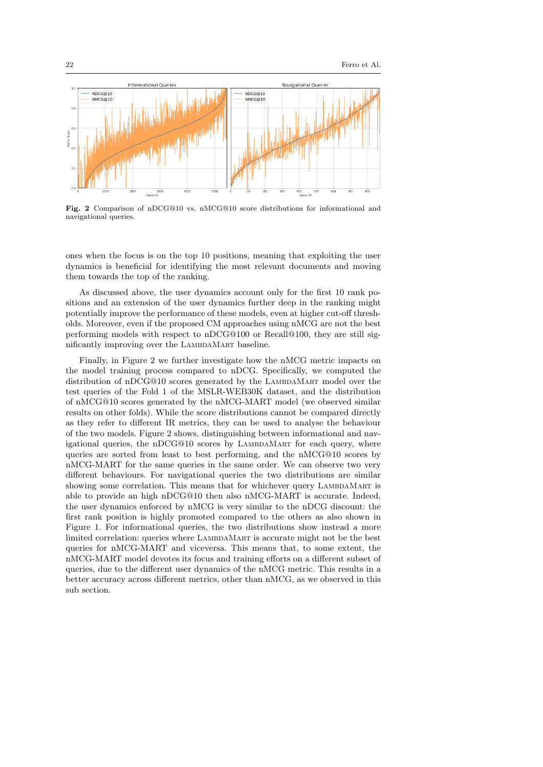**Fig. 2** Comparison of nDCG@10 vs. nMCG@10 score distributions for informational and navigational queries.

ones when the focus is on the top 10 positions, meaning that exploiting the user dynamics is beneficial for identifying the most relevant documents and moving them towards the top of the ranking.

As discussed above, the user dynamics account only for the first 10 rank positions and an extension of the user dynamics further deep in the ranking might potentially improve the performance of these models, even at higher cut-off thresholds. Moreover, even if the proposed CM approaches using nMCG are not the best performing models with respect to nDCG@100 or Recall@100, they are still significantly improving over the LambdaMart baseline.

Finally, in Figure 2 we further investigate how the nMCG metric impacts on the model training process compared to nDCG. Specifically, we computed the distribution of nDCG@10 scores generated by the LambdaMart model over the test queries of the Fold 1 of the MSLR-WEB30K dataset, and the distribution of nMCG@10 scores generated by the nMCG-MART model (we observed similar results on other folds). While the score distributions cannot be compared directly as they refer to different IR metrics, they can be used to analyse the behaviour of the two models. Figure 2 shows, distinguishing between informational and navigational queries, the nDCG@10 scores by LambdaMart for each query, where queries are sorted from least to best performing, and the nMCG@10 scores by nMCG-MART for the same queries in the same order. We can observe two very different behaviours. For navigational queries the two distributions are similar showing some correlation. This means that for whichever query LambdaMart is able to provide an high nDCG@10 then also nMCG-MART is accurate. Indeed, the user dynamics enforced by nMCG is very similar to the nDCG discount: the first rank position is highly promoted compared to the others as also shown in Figure 1. For informational queries, the two distributions show instead a more limited correlation: queries where LambdaMart is accurate might not be the best queries for nMCG-MART and viceversa. This means that, to some extent, the nMCG-MART model devotes its focus and training efforts on a different subset of queries, due to the different user dynamics of the nMCG metric. This results in a better accuracy across different metrics, other than nMCG, as we observed in this sub section.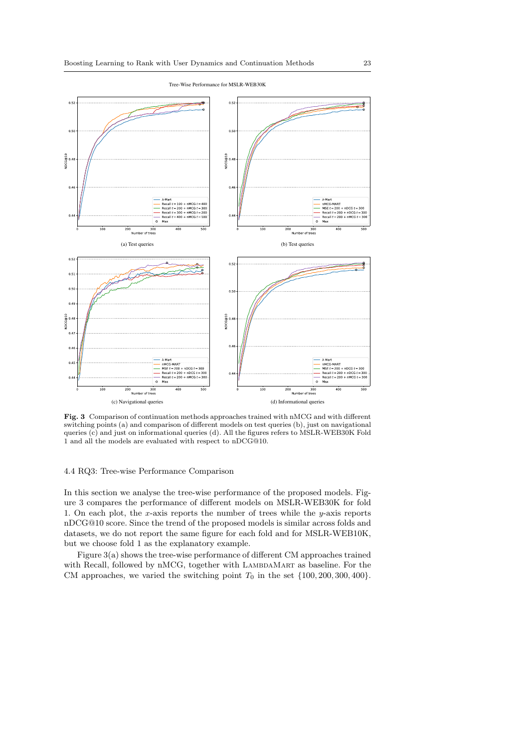Tree-Wise Performance for MSLR-WEB30K

(a) Test queries

(b) Test queries

(c) Navigational queries

(d) Informational queries

**Fig. 3** Comparison of continuation methods approaches trained with nMCG and with different switching points (a) and comparison of different models on test queries (b), just on navigational queries (c) and just on informational queries (d). All the figures refers to MSLR-WEB30K Fold 1 and all the models are evaluated with respect to nDCG@10.

### 4.4 RQ3: Tree-wise Performance Comparison

In this section we analyse the tree-wise performance of the proposed models. Figure 3 compares the performance of different models on MSLR-WEB30K for fold 1. On each plot, the $x$-axis reports the number of trees while the $y$-axis reports nDCG@10 score. Since the trend of the proposed models is similar across folds and datasets, we do not report the same figure for each fold and for MSLR-WEB10K, but we choose fold 1 as the explanatory example.

Figure 3(a) shows the tree-wise performance of different CM approaches trained with Recall, followed by nMCG, together with LambdaMart as baseline. For the CM approaches, we varied the switching point $T_0$ in the set $\{100, 200, 300, 400\}$.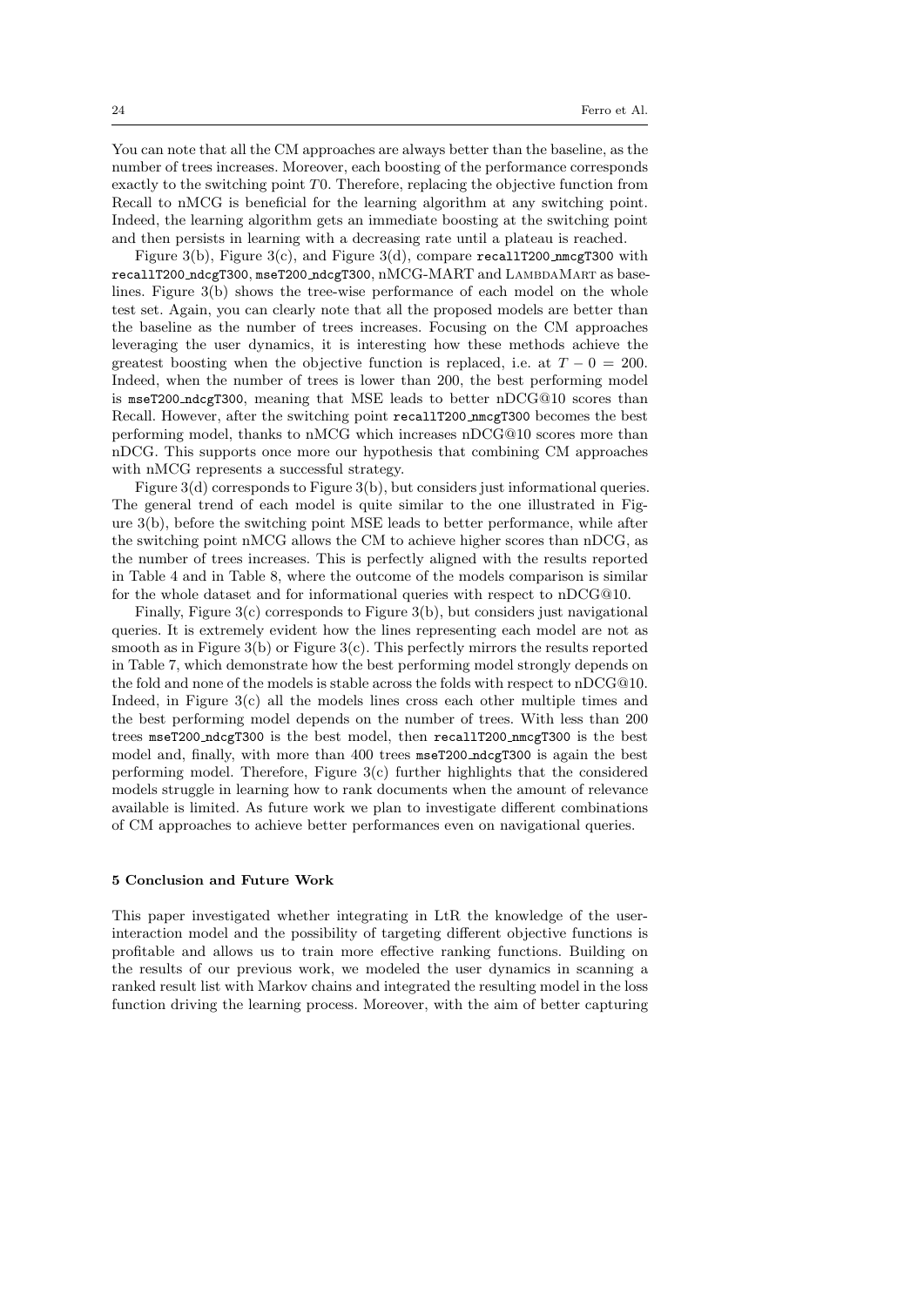You can note that all the CM approaches are always better than the baseline, as the number of trees increases. Moreover, each boosting of the performance corresponds exactly to the switching point $T0$. Therefore, replacing the objective function from Recall to nMCG is beneficial for the learning algorithm at any switching point. Indeed, the learning algorithm gets an immediate boosting at the switching point and then persists in learning with a decreasing rate until a plateau is reached.

Figure 3(b), Figure 3(c), and Figure 3(d), compare `recallT200_nmcgT300` with `recallT200_ndcgT300`, `mseT200_ndcgT300`, nMCG-MART and LambdaMart as baselines. Figure 3(b) shows the tree-wise performance of each model on the whole test set. Again, you can clearly note that all the proposed models are better than the baseline as the number of trees increases. Focusing on the CM approaches leveraging the user dynamics, it is interesting how these methods achieve the greatest boosting when the objective function is replaced, i.e. at $T - 0 = 200$. Indeed, when the number of trees is lower than 200, the best performing model is `mseT200_ndcgT300`, meaning that MSE leads to better nDCG@10 scores than Recall. However, after the switching point `recallT200_nmcgT300` becomes the best performing model, thanks to nMCG which increases nDCG@10 scores more than nDCG. This supports once more our hypothesis that combining CM approaches with nMCG represents a successful strategy.

Figure 3(d) corresponds to Figure 3(b), but considers just informational queries. The general trend of each model is quite similar to the one illustrated in Figure 3(b), before the switching point MSE leads to better performance, while after the switching point nMCG allows the CM to achieve higher scores than nDCG, as the number of trees increases. This is perfectly aligned with the results reported in Table 4 and in Table 8, where the outcome of the models comparison is similar for the whole dataset and for informational queries with respect to nDCG@10.

Finally, Figure 3(c) corresponds to Figure 3(b), but considers just navigational queries. It is extremely evident how the lines representing each model are not as smooth as in Figure 3(b) or Figure 3(c). This perfectly mirrors the results reported in Table 7, which demonstrate how the best performing model strongly depends on the fold and none of the models is stable across the folds with respect to nDCG@10. Indeed, in Figure 3(c) all the models lines cross each other multiple times and the best performing model depends on the number of trees. With less than 200 trees `mseT200_ndcgT300` is the best model, then `recallT200_nmcgT300` is the best model and, finally, with more than 400 trees `mseT200_ndcgT300` is again the best performing model. Therefore, Figure 3(c) further highlights that the considered models struggle in learning how to rank documents when the amount of relevance available is limited. As future work we plan to investigate different combinations of CM approaches to achieve better performances even on navigational queries.

## 5 Conclusion and Future Work

This paper investigated whether integrating in LtR the knowledge of the user-interaction model and the possibility of targeting different objective functions is profitable and allows us to train more effective ranking functions. Building on the results of our previous work, we modeled the user dynamics in scanning a ranked result list with Markov chains and integrated the resulting model in the loss function driving the learning process. Moreover, with the aim of better capturing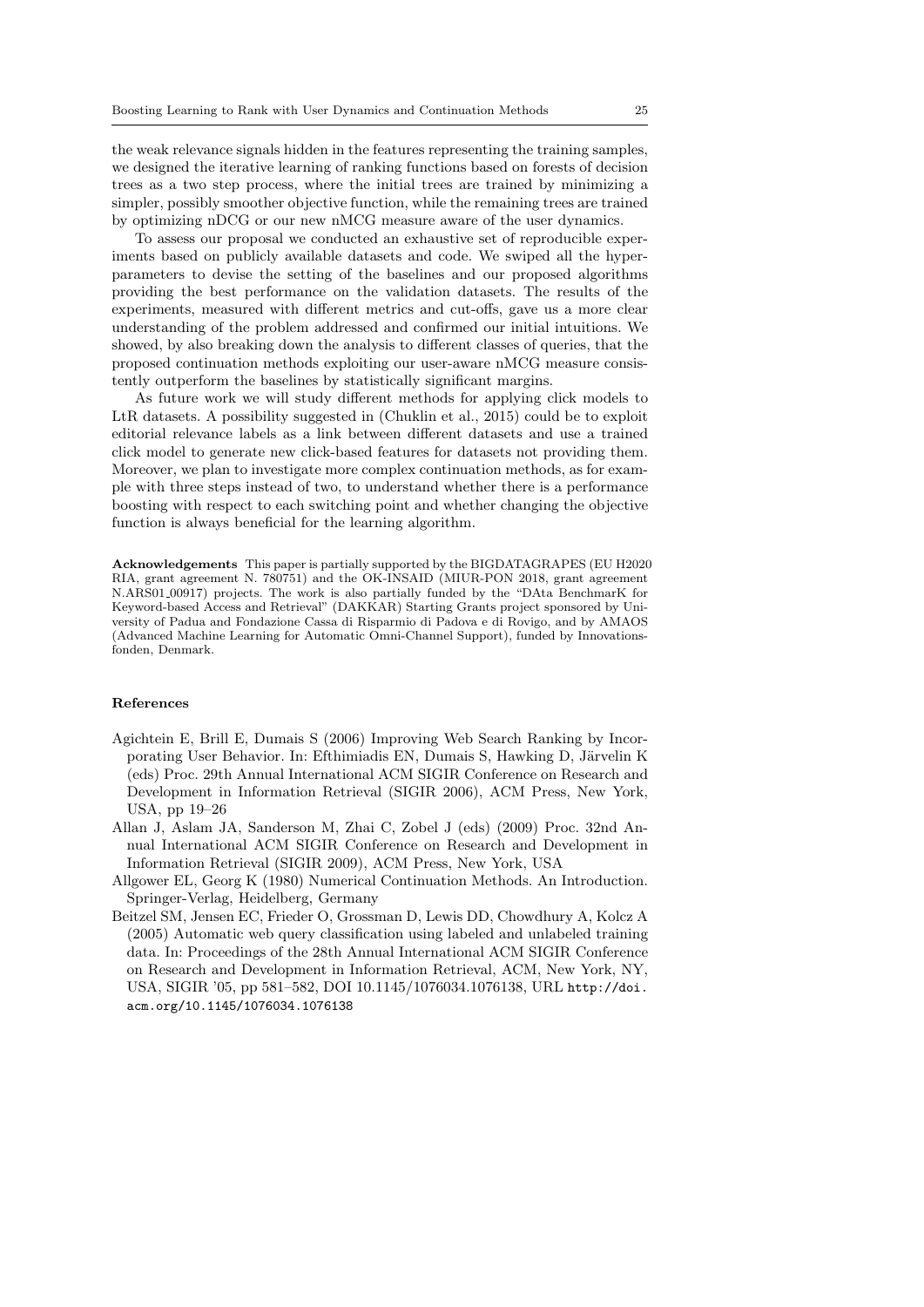the weak relevance signals hidden in the features representing the training samples, we designed the iterative learning of ranking functions based on forests of decision trees as a two step process, where the initial trees are trained by minimizing a simpler, possibly smoother objective function, while the remaining trees are trained by optimizing nDCG or our new nMCG measure aware of the user dynamics.

To assess our proposal we conducted an exhaustive set of reproducible experiments based on publicly available datasets and code. We swiped all the hyperparameters to devise the setting of the baselines and our proposed algorithms providing the best performance on the validation datasets. The results of the experiments, measured with different metrics and cut-offs, gave us a more clear understanding of the problem addressed and confirmed our initial intuitions. We showed, by also breaking down the analysis to different classes of queries, that the proposed continuation methods exploiting our user-aware nMCG measure consistently outperform the baselines by statistically significant margins.

As future work we will study different methods for applying click models to LtR datasets. A possibility suggested in (Chuklin et al., 2015) could be to exploit editorial relevance labels as a link between different datasets and use a trained click model to generate new click-based features for datasets not providing them. Moreover, we plan to investigate more complex continuation methods, as for example with three steps instead of two, to understand whether there is a performance boosting with respect to each switching point and whether changing the objective function is always beneficial for the learning algorithm.

**Acknowledgements** This paper is partially supported by the BIGDATAGRAPES (EU H2020 RIA, grant agreement N. 780751) and the OK-INSAID (MIUR-PON 2018, grant agreement N.ARS01_00917) projects. The work is also partially funded by the "DAta BenchmarK for Keyword-based Access and Retrieval" (DAKKAR) Starting Grants project sponsored by University of Padua and Fondazione Cassa di Risparmio di Padova e di Rovigo, and by AMAOS (Advanced Machine Learning for Automatic Omni-Channel Support), funded by Innovationsfonden, Denmark.

## References

Agichtein E, Brill E, Dumais S (2006) Improving Web Search Ranking by Incorporating User Behavior. In: Efthimiadis EN, Dumais S, Hawking D, Järvelin K (eds) Proc. 29th Annual International ACM SIGIR Conference on Research and Development in Information Retrieval (SIGIR 2006), ACM Press, New York, USA, pp 19–26

Allan J, Aslam JA, Sanderson M, Zhai C, Zobel J (eds) (2009) Proc. 32nd Annual International ACM SIGIR Conference on Research and Development in Information Retrieval (SIGIR 2009), ACM Press, New York, USA

Allgower EL, Georg K (1980) Numerical Continuation Methods. An Introduction. Springer-Verlag, Heidelberg, Germany

Beitzel SM, Jensen EC, Frieder O, Grossman D, Lewis DD, Chowdhury A, Kolcz A (2005) Automatic web query classification using labeled and unlabeled training data. In: Proceedings of the 28th Annual International ACM SIGIR Conference on Research and Development in Information Retrieval, ACM, New York, NY, USA, SIGIR '05, pp 581–582, DOI 10.1145/1076034.1076138, URL http://doi.acm.org/10.1145/1076034.1076138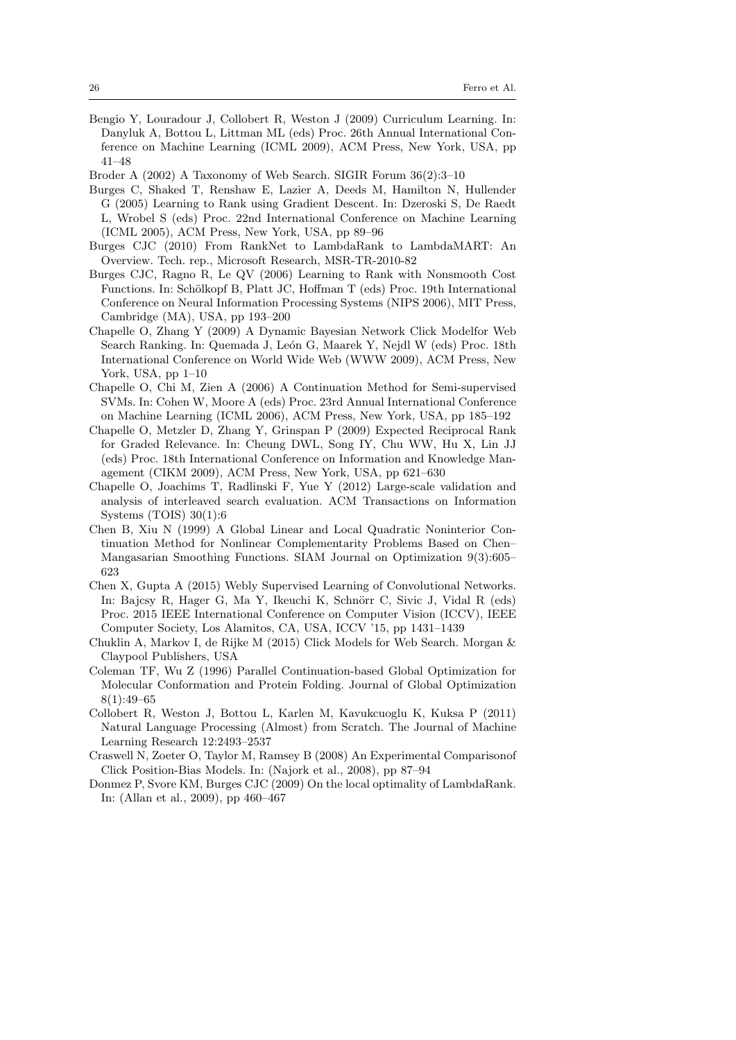Bengio Y, Louradour J, Collobert R, Weston J (2009) Curriculum Learning. In: Danyluk A, Bottou L, Littman ML (eds) Proc. 26th Annual International Conference on Machine Learning (ICML 2009), ACM Press, New York, USA, pp 41–48

Broder A (2002) A Taxonomy of Web Search. SIGIR Forum 36(2):3–10

Burges C, Shaked T, Renshaw E, Lazier A, Deeds M, Hamilton N, Hullender G (2005) Learning to Rank using Gradient Descent. In: Dzeroski S, De Raedt L, Wrobel S (eds) Proc. 22nd International Conference on Machine Learning (ICML 2005), ACM Press, New York, USA, pp 89–96

Burges CJC (2010) From RankNet to LambdaRank to LambdaMART: An Overview. Tech. rep., Microsoft Research, MSR-TR-2010-82

Burges CJC, Ragno R, Le QV (2006) Learning to Rank with Nonsmooth Cost Functions. In: Schölkopf B, Platt JC, Hoffman T (eds) Proc. 19th International Conference on Neural Information Processing Systems (NIPS 2006), MIT Press, Cambridge (MA), USA, pp 193–200

Chapelle O, Zhang Y (2009) A Dynamic Bayesian Network Click Modelfor Web Search Ranking. In: Quemada J, León G, Maarek Y, Nejdl W (eds) Proc. 18th International Conference on World Wide Web (WWW 2009), ACM Press, New York, USA, pp 1–10

Chapelle O, Chi M, Zien A (2006) A Continuation Method for Semi-supervised SVMs. In: Cohen W, Moore A (eds) Proc. 23rd Annual International Conference on Machine Learning (ICML 2006), ACM Press, New York, USA, pp 185–192

Chapelle O, Metzler D, Zhang Y, Grinspan P (2009) Expected Reciprocal Rank for Graded Relevance. In: Cheung DWL, Song IY, Chu WW, Hu X, Lin JJ (eds) Proc. 18th International Conference on Information and Knowledge Management (CIKM 2009), ACM Press, New York, USA, pp 621–630

Chapelle O, Joachims T, Radlinski F, Yue Y (2012) Large-scale validation and analysis of interleaved search evaluation. ACM Transactions on Information Systems (TOIS) 30(1):6

Chen B, Xiu N (1999) A Global Linear and Local Quadratic Noninterior Continuation Method for Nonlinear Complementarity Problems Based on Chen–Mangasarian Smoothing Functions. SIAM Journal on Optimization 9(3):605–623

Chen X, Gupta A (2015) Webly Supervised Learning of Convolutional Networks. In: Bajcsy R, Hager G, Ma Y, Ikeuchi K, Schnörr C, Sivic J, Vidal R (eds) Proc. 2015 IEEE International Conference on Computer Vision (ICCV), IEEE Computer Society, Los Alamitos, CA, USA, ICCV '15, pp 1431–1439

Chuklin A, Markov I, de Rijke M (2015) Click Models for Web Search. Morgan & Claypool Publishers, USA

Coleman TF, Wu Z (1996) Parallel Continuation-based Global Optimization for Molecular Conformation and Protein Folding. Journal of Global Optimization 8(1):49–65

Collobert R, Weston J, Bottou L, Karlen M, Kavukcuoglu K, Kuksa P (2011) Natural Language Processing (Almost) from Scratch. The Journal of Machine Learning Research 12:2493–2537

Craswell N, Zoeter O, Taylor M, Ramsey B (2008) An Experimental Comparisonof Click Position-Bias Models. In: (Najork et al., 2008), pp 87–94

Donmez P, Svore KM, Burges CJC (2009) On the local optimality of LambdaRank. In: (Allan et al., 2009), pp 460–467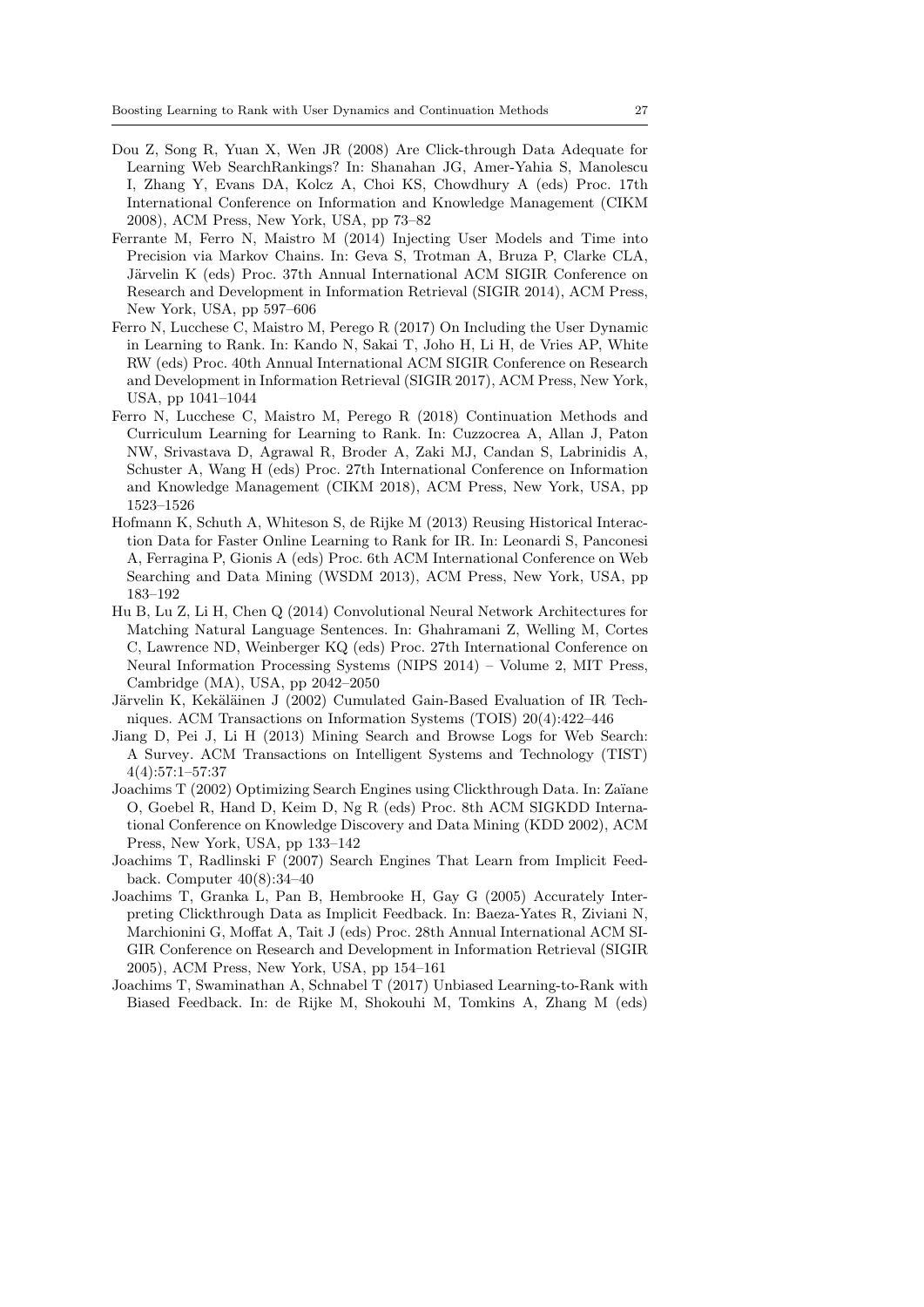Dou Z, Song R, Yuan X, Wen JR (2008) Are Click-through Data Adequate for Learning Web SearchRankings? In: Shanahan JG, Amer-Yahia S, Manolescu I, Zhang Y, Evans DA, Kolcz A, Choi KS, Chowdhury A (eds) Proc. 17th International Conference on Information and Knowledge Management (CIKM 2008), ACM Press, New York, USA, pp 73–82

Ferrante M, Ferro N, Maistro M (2014) Injecting User Models and Time into Precision via Markov Chains. In: Geva S, Trotman A, Bruza P, Clarke CLA, Järvelin K (eds) Proc. 37th Annual International ACM SIGIR Conference on Research and Development in Information Retrieval (SIGIR 2014), ACM Press, New York, USA, pp 597–606

Ferro N, Lucchese C, Maistro M, Perego R (2017) On Including the User Dynamic in Learning to Rank. In: Kando N, Sakai T, Joho H, Li H, de Vries AP, White RW (eds) Proc. 40th Annual International ACM SIGIR Conference on Research and Development in Information Retrieval (SIGIR 2017), ACM Press, New York, USA, pp 1041–1044

Ferro N, Lucchese C, Maistro M, Perego R (2018) Continuation Methods and Curriculum Learning for Learning to Rank. In: Cuzzocrea A, Allan J, Paton NW, Srivastava D, Agrawal R, Broder A, Zaki MJ, Candan S, Labrinidis A, Schuster A, Wang H (eds) Proc. 27th International Conference on Information and Knowledge Management (CIKM 2018), ACM Press, New York, USA, pp 1523–1526

Hofmann K, Schuth A, Whiteson S, de Rijke M (2013) Reusing Historical Interaction Data for Faster Online Learning to Rank for IR. In: Leonardi S, Panconesi A, Ferragina P, Gionis A (eds) Proc. 6th ACM International Conference on Web Searching and Data Mining (WSDM 2013), ACM Press, New York, USA, pp 183–192

Hu B, Lu Z, Li H, Chen Q (2014) Convolutional Neural Network Architectures for Matching Natural Language Sentences. In: Ghahramani Z, Welling M, Cortes C, Lawrence ND, Weinberger KQ (eds) Proc. 27th International Conference on Neural Information Processing Systems (NIPS 2014) – Volume 2, MIT Press, Cambridge (MA), USA, pp 2042–2050

Järvelin K, Kekäläinen J (2002) Cumulated Gain-Based Evaluation of IR Techniques. ACM Transactions on Information Systems (TOIS) 20(4):422–446

Jiang D, Pei J, Li H (2013) Mining Search and Browse Logs for Web Search: A Survey. ACM Transactions on Intelligent Systems and Technology (TIST) 4(4):57:1–57:37

Joachims T (2002) Optimizing Search Engines using Clickthrough Data. In: Zaïane O, Goebel R, Hand D, Keim D, Ng R (eds) Proc. 8th ACM SIGKDD International Conference on Knowledge Discovery and Data Mining (KDD 2002), ACM Press, New York, USA, pp 133–142

Joachims T, Radlinski F (2007) Search Engines That Learn from Implicit Feedback. Computer 40(8):34–40

Joachims T, Granka L, Pan B, Hembrooke H, Gay G (2005) Accurately Interpreting Clickthrough Data as Implicit Feedback. In: Baeza-Yates R, Ziviani N, Marchionini G, Moffat A, Tait J (eds) Proc. 28th Annual International ACM SIGIR Conference on Research and Development in Information Retrieval (SIGIR 2005), ACM Press, New York, USA, pp 154–161

Joachims T, Swaminathan A, Schnabel T (2017) Unbiased Learning-to-Rank with Biased Feedback. In: de Rijke M, Shokouhi M, Tomkins A, Zhang M (eds)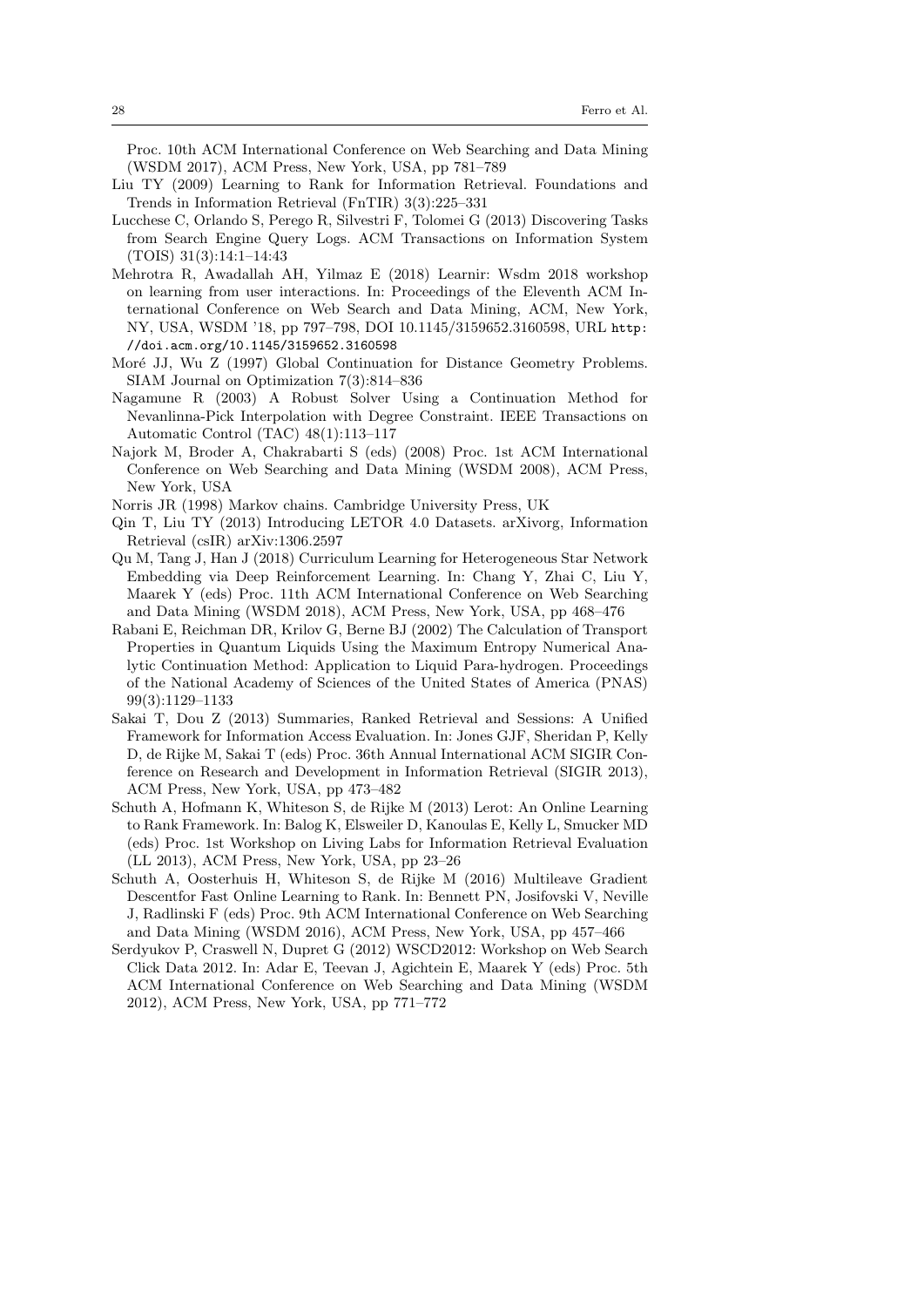Proc. 10th ACM International Conference on Web Searching and Data Mining (WSDM 2017), ACM Press, New York, USA, pp 781–789

Liu TY (2009) Learning to Rank for Information Retrieval. Foundations and Trends in Information Retrieval (FnTIR) 3(3):225–331

Lucchese C, Orlando S, Perego R, Silvestri F, Tolomei G (2013) Discovering Tasks from Search Engine Query Logs. ACM Transactions on Information System (TOIS) 31(3):14:1–14:43

Mehrotra R, Awadallah AH, Yilmaz E (2018) Learnir: Wsdm 2018 workshop on learning from user interactions. In: Proceedings of the Eleventh ACM International Conference on Web Search and Data Mining, ACM, New York, NY, USA, WSDM '18, pp 797–798, DOI 10.1145/3159652.3160598, URL http://doi.acm.org/10.1145/3159652.3160598

Moré JJ, Wu Z (1997) Global Continuation for Distance Geometry Problems. SIAM Journal on Optimization 7(3):814–836

Nagamune R (2003) A Robust Solver Using a Continuation Method for Nevanlinna-Pick Interpolation with Degree Constraint. IEEE Transactions on Automatic Control (TAC) 48(1):113–117

Najork M, Broder A, Chakrabarti S (eds) (2008) Proc. 1st ACM International Conference on Web Searching and Data Mining (WSDM 2008), ACM Press, New York, USA

Norris JR (1998) Markov chains. Cambridge University Press, UK

Qin T, Liu TY (2013) Introducing LETOR 4.0 Datasets. arXivorg, Information Retrieval (csIR) arXiv:1306.2597

Qu M, Tang J, Han J (2018) Curriculum Learning for Heterogeneous Star Network Embedding via Deep Reinforcement Learning. In: Chang Y, Zhai C, Liu Y, Maarek Y (eds) Proc. 11th ACM International Conference on Web Searching and Data Mining (WSDM 2018), ACM Press, New York, USA, pp 468–476

Rabani E, Reichman DR, Krilov G, Berne BJ (2002) The Calculation of Transport Properties in Quantum Liquids Using the Maximum Entropy Numerical Analytic Continuation Method: Application to Liquid Para-hydrogen. Proceedings of the National Academy of Sciences of the United States of America (PNAS) 99(3):1129–1133

Sakai T, Dou Z (2013) Summaries, Ranked Retrieval and Sessions: A Unified Framework for Information Access Evaluation. In: Jones GJF, Sheridan P, Kelly D, de Rijke M, Sakai T (eds) Proc. 36th Annual International ACM SIGIR Conference on Research and Development in Information Retrieval (SIGIR 2013), ACM Press, New York, USA, pp 473–482

Schuth A, Hofmann K, Whiteson S, de Rijke M (2013) Lerot: An Online Learning to Rank Framework. In: Balog K, Elsweiler D, Kanoulas E, Kelly L, Smucker MD (eds) Proc. 1st Workshop on Living Labs for Information Retrieval Evaluation (LL 2013), ACM Press, New York, USA, pp 23–26

Schuth A, Oosterhuis H, Whiteson S, de Rijke M (2016) Multileave Gradient Descentfor Fast Online Learning to Rank. In: Bennett PN, Josifovski V, Neville J, Radlinski F (eds) Proc. 9th ACM International Conference on Web Searching and Data Mining (WSDM 2016), ACM Press, New York, USA, pp 457–466

Serdyukov P, Craswell N, Dupret G (2012) WSCD2012: Workshop on Web Search Click Data 2012. In: Adar E, Teevan J, Agichtein E, Maarek Y (eds) Proc. 5th ACM International Conference on Web Searching and Data Mining (WSDM 2012), ACM Press, New York, USA, pp 771–772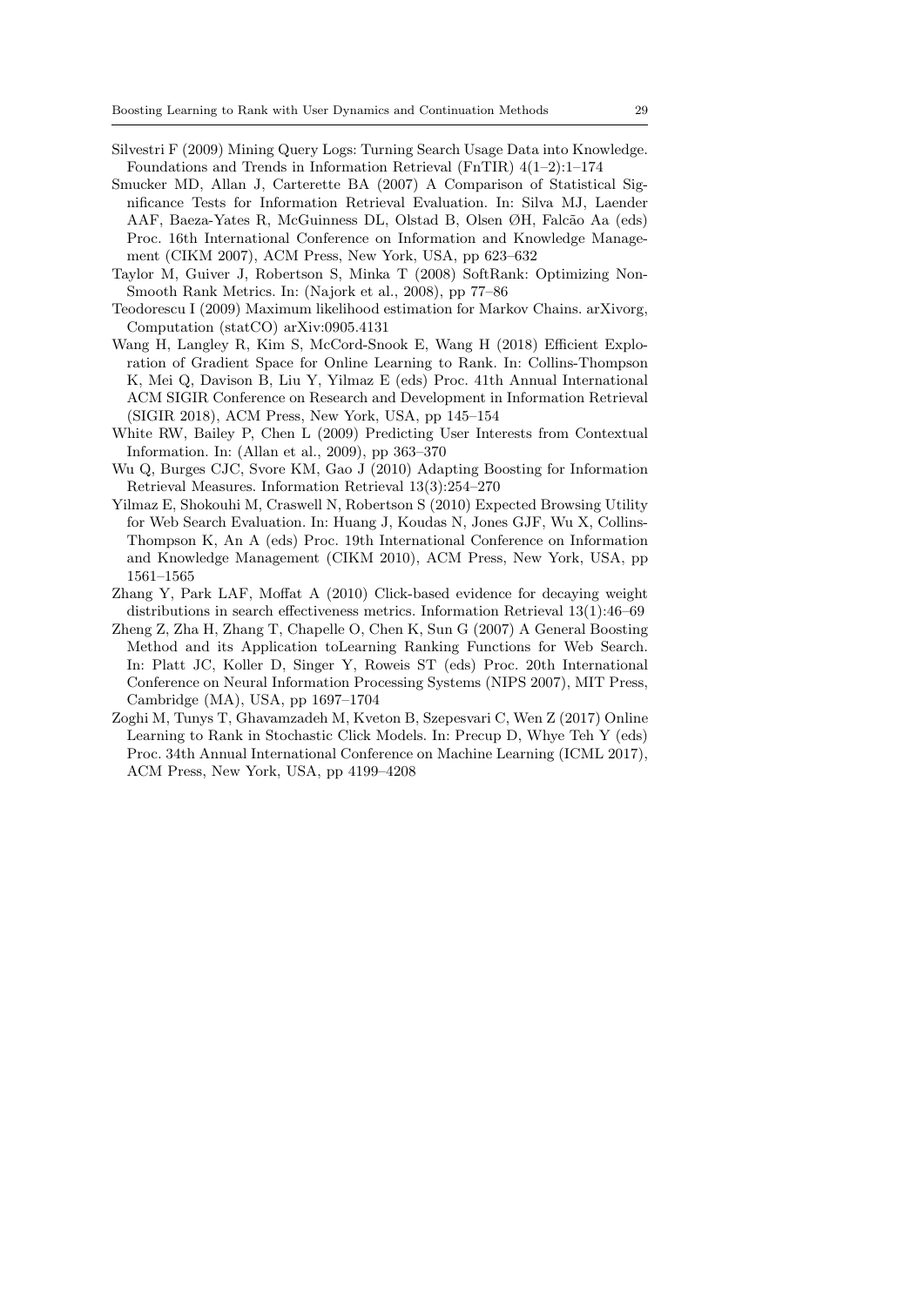Silvestri F (2009) Mining Query Logs: Turning Search Usage Data into Knowledge. Foundations and Trends in Information Retrieval (FnTIR) 4(1–2):1–174

Smucker MD, Allan J, Carterette BA (2007) A Comparison of Statistical Significance Tests for Information Retrieval Evaluation. In: Silva MJ, Laender AAF, Baeza-Yates R, McGuinness DL, Olstad B, Olsen ØH, Falcão Aa (eds) Proc. 16th International Conference on Information and Knowledge Management (CIKM 2007), ACM Press, New York, USA, pp 623–632

Taylor M, Guiver J, Robertson S, Minka T (2008) SoftRank: Optimizing Non-Smooth Rank Metrics. In: (Najork et al., 2008), pp 77–86

Teodorescu I (2009) Maximum likelihood estimation for Markov Chains. arXivorg, Computation (statCO) arXiv:0905.4131

Wang H, Langley R, Kim S, McCord-Snook E, Wang H (2018) Efficient Exploration of Gradient Space for Online Learning to Rank. In: Collins-Thompson K, Mei Q, Davison B, Liu Y, Yilmaz E (eds) Proc. 41th Annual International ACM SIGIR Conference on Research and Development in Information Retrieval (SIGIR 2018), ACM Press, New York, USA, pp 145–154

White RW, Bailey P, Chen L (2009) Predicting User Interests from Contextual Information. In: (Allan et al., 2009), pp 363–370

Wu Q, Burges CJC, Svore KM, Gao J (2010) Adapting Boosting for Information Retrieval Measures. Information Retrieval 13(3):254–270

Yilmaz E, Shokouhi M, Craswell N, Robertson S (2010) Expected Browsing Utility for Web Search Evaluation. In: Huang J, Koudas N, Jones GJF, Wu X, Collins-Thompson K, An A (eds) Proc. 19th International Conference on Information and Knowledge Management (CIKM 2010), ACM Press, New York, USA, pp 1561–1565

Zhang Y, Park LAF, Moffat A (2010) Click-based evidence for decaying weight distributions in search effectiveness metrics. Information Retrieval 13(1):46–69

Zheng Z, Zha H, Zhang T, Chapelle O, Chen K, Sun G (2007) A General Boosting Method and its Application toLearning Ranking Functions for Web Search. In: Platt JC, Koller D, Singer Y, Roweis ST (eds) Proc. 20th International Conference on Neural Information Processing Systems (NIPS 2007), MIT Press, Cambridge (MA), USA, pp 1697–1704

Zoghi M, Tunys T, Ghavamzadeh M, Kveton B, Szepesvari C, Wen Z (2017) Online Learning to Rank in Stochastic Click Models. In: Precup D, Whye Teh Y (eds) Proc. 34th Annual International Conference on Machine Learning (ICML 2017), ACM Press, New York, USA, pp 4199–4208